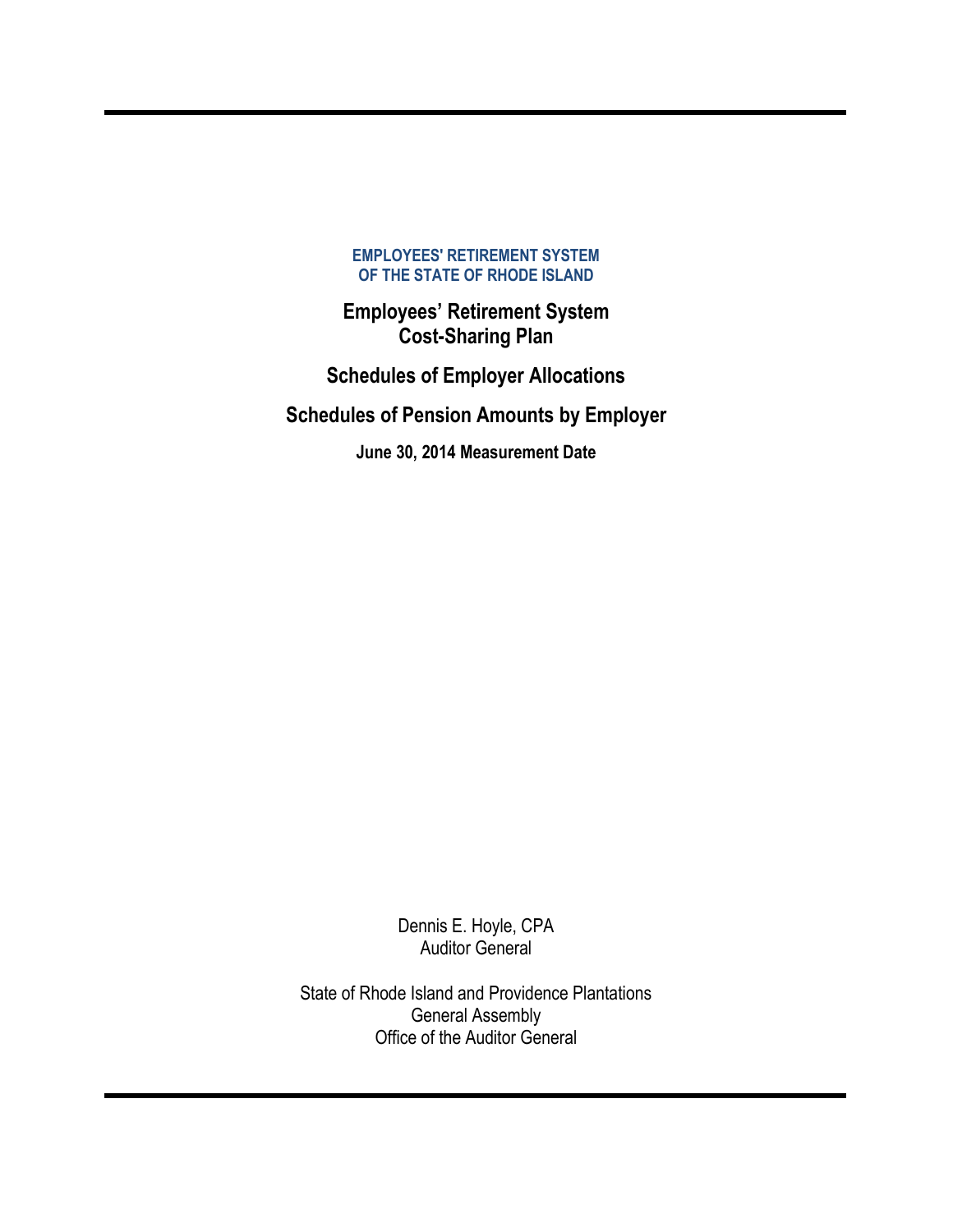**EMPLOYEES' RETIREMENT SYSTEM**
**OF THE STATE OF RHODE ISLAND**

# Employees' Retirement System Cost-Sharing Plan

## Schedules of Employer Allocations

## Schedules of Pension Amounts by Employer

**June 30, 2014 Measurement Date**

Dennis E. Hoyle, CPA
Auditor General

State of Rhode Island and Providence Plantations
General Assembly
Office of the Auditor General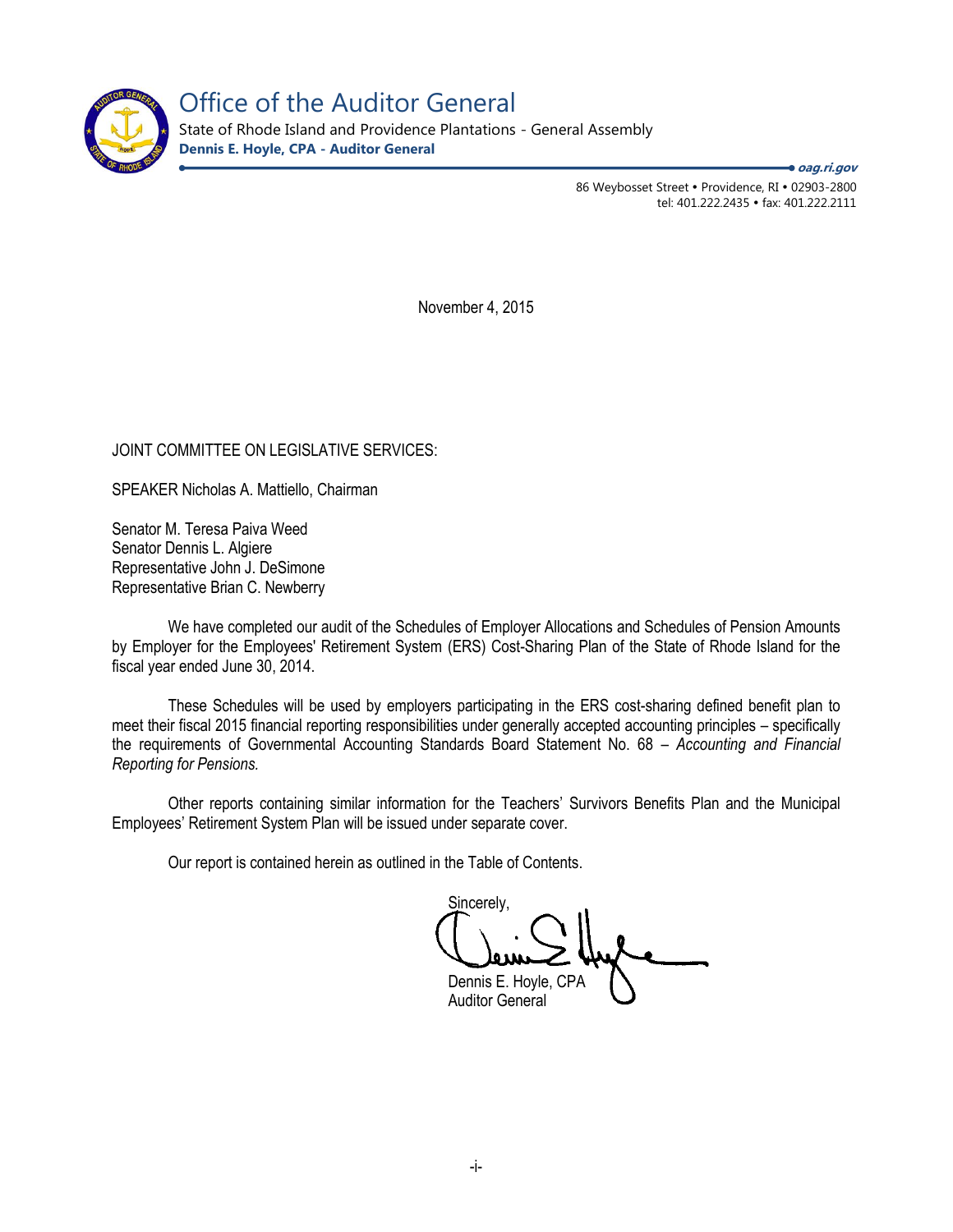# Office of the Auditor General

State of Rhode Island and Providence Plantations - General Assembly

**Dennis E. Hoyle, CPA - Auditor General**

***oag.ri.gov***

86 Weybosset Street • Providence, RI • 02903-2800
tel: 401.222.2435 • fax: 401.222.2111

November 4, 2015

JOINT COMMITTEE ON LEGISLATIVE SERVICES:

SPEAKER Nicholas A. Mattiello, Chairman

Senator M. Teresa Paiva Weed
Senator Dennis L. Algiere
Representative John J. DeSimone
Representative Brian C. Newberry

We have completed our audit of the Schedules of Employer Allocations and Schedules of Pension Amounts by Employer for the Employees' Retirement System (ERS) Cost-Sharing Plan of the State of Rhode Island for the fiscal year ended June 30, 2014.

These Schedules will be used by employers participating in the ERS cost-sharing defined benefit plan to meet their fiscal 2015 financial reporting responsibilities under generally accepted accounting principles – specifically the requirements of Governmental Accounting Standards Board Statement No. 68 – *Accounting and Financial Reporting for Pensions.*

Other reports containing similar information for the Teachers' Survivors Benefits Plan and the Municipal Employees' Retirement System Plan will be issued under separate cover.

Our report is contained herein as outlined in the Table of Contents.

Sincerely,

Dennis E. Hoyle, CPA
Auditor General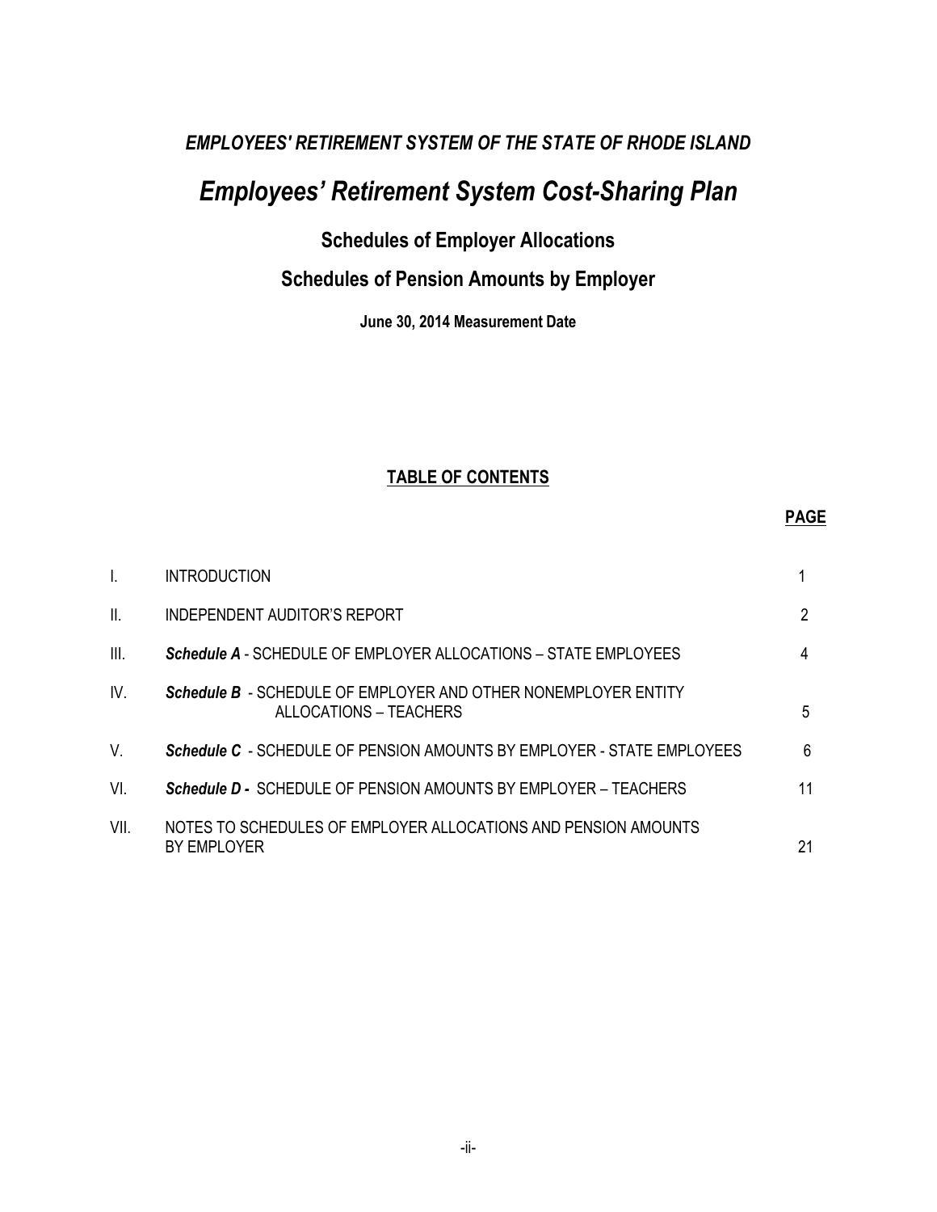*EMPLOYEES' RETIREMENT SYSTEM OF THE STATE OF RHODE ISLAND*

# *Employees' Retirement System Cost-Sharing Plan*

## Schedules of Employer Allocations

## Schedules of Pension Amounts by Employer

**June 30, 2014 Measurement Date**

**TABLE OF CONTENTS**

| | | PAGE |
|---|---|---|
| I. | INTRODUCTION | 1 |
| II. | INDEPENDENT AUDITOR'S REPORT | 2 |
| III. | ***Schedule A*** - SCHEDULE OF EMPLOYER ALLOCATIONS – STATE EMPLOYEES | 4 |
| IV. | ***Schedule B*** - SCHEDULE OF EMPLOYER AND OTHER NONEMPLOYER ENTITY ALLOCATIONS – TEACHERS | 5 |
| V. | ***Schedule C*** - SCHEDULE OF PENSION AMOUNTS BY EMPLOYER - STATE EMPLOYEES | 6 |
| VI. | ***Schedule D -*** SCHEDULE OF PENSION AMOUNTS BY EMPLOYER – TEACHERS | 11 |
| VII. | NOTES TO SCHEDULES OF EMPLOYER ALLOCATIONS AND PENSION AMOUNTS BY EMPLOYER | 21 |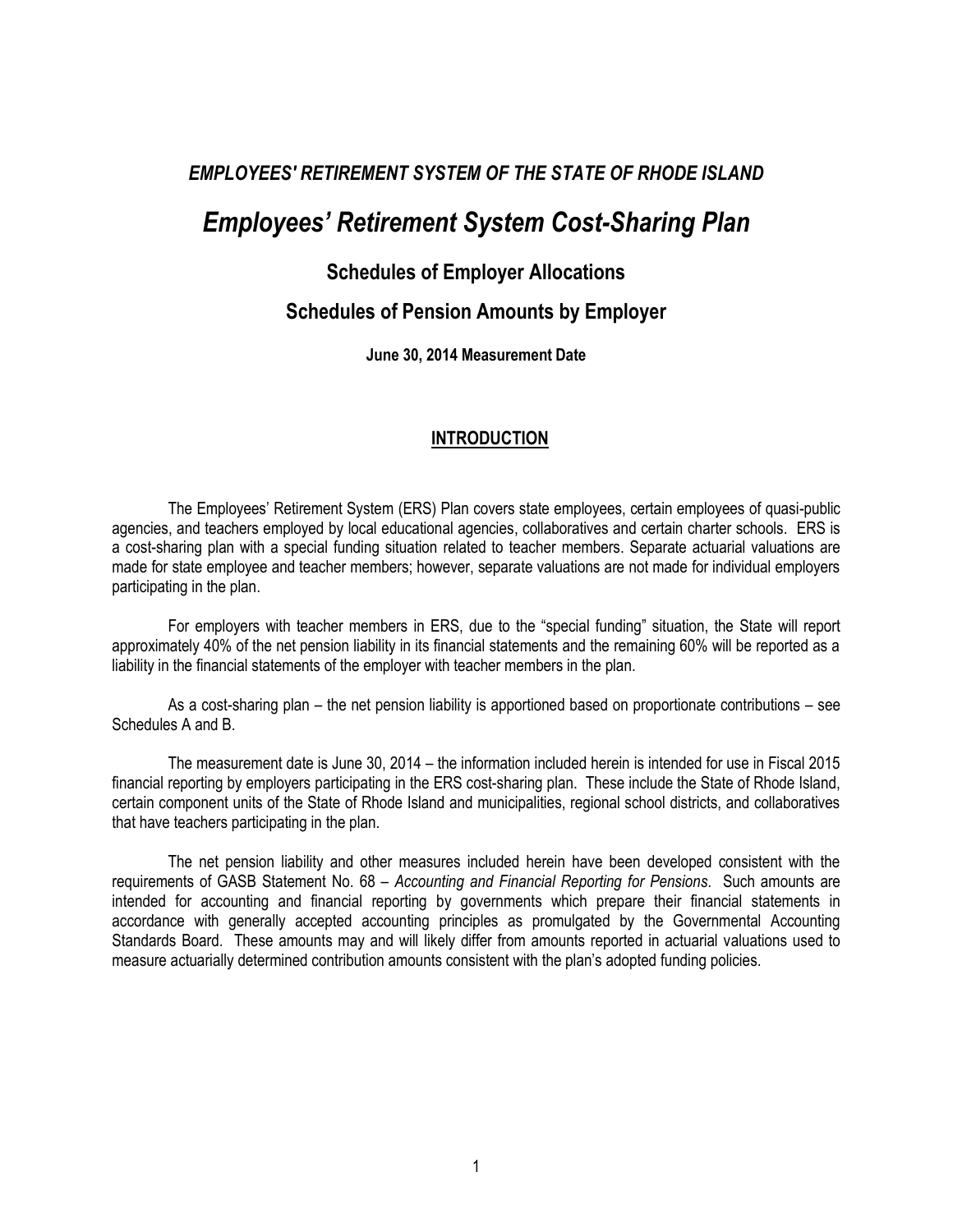***EMPLOYEES' RETIREMENT SYSTEM OF THE STATE OF RHODE ISLAND***

# *Employees' Retirement System Cost-Sharing Plan*

## Schedules of Employer Allocations

## Schedules of Pension Amounts by Employer

**June 30, 2014 Measurement Date**

### INTRODUCTION

The Employees' Retirement System (ERS) Plan covers state employees, certain employees of quasi-public agencies, and teachers employed by local educational agencies, collaboratives and certain charter schools. ERS is a cost-sharing plan with a special funding situation related to teacher members. Separate actuarial valuations are made for state employee and teacher members; however, separate valuations are not made for individual employers participating in the plan.

For employers with teacher members in ERS, due to the "special funding" situation, the State will report approximately 40% of the net pension liability in its financial statements and the remaining 60% will be reported as a liability in the financial statements of the employer with teacher members in the plan.

As a cost-sharing plan – the net pension liability is apportioned based on proportionate contributions – see Schedules A and B.

The measurement date is June 30, 2014 – the information included herein is intended for use in Fiscal 2015 financial reporting by employers participating in the ERS cost-sharing plan. These include the State of Rhode Island, certain component units of the State of Rhode Island and municipalities, regional school districts, and collaboratives that have teachers participating in the plan.

The net pension liability and other measures included herein have been developed consistent with the requirements of GASB Statement No. 68 – *Accounting and Financial Reporting for Pensions*. Such amounts are intended for accounting and financial reporting by governments which prepare their financial statements in accordance with generally accepted accounting principles as promulgated by the Governmental Accounting Standards Board. These amounts may and will likely differ from amounts reported in actuarial valuations used to measure actuarially determined contribution amounts consistent with the plan's adopted funding policies.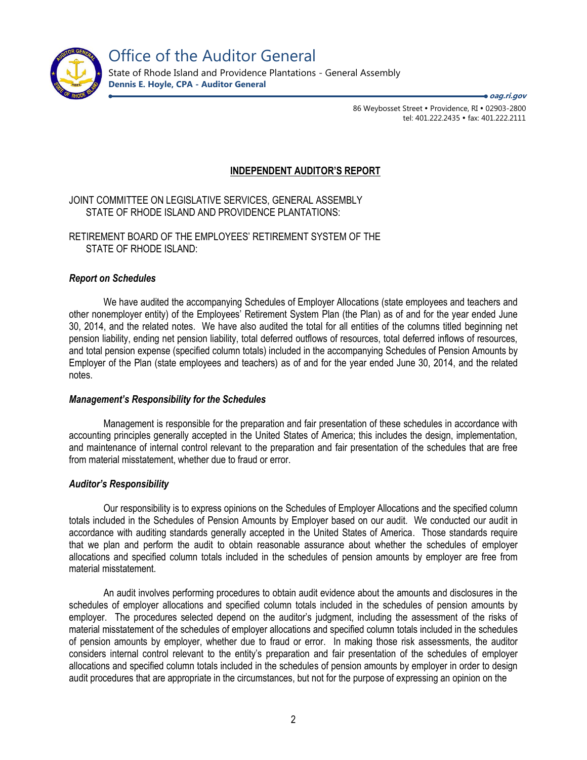# Office of the Auditor General

State of Rhode Island and Providence Plantations - General Assembly
**Dennis E. Hoyle, CPA - Auditor General**

***oag.ri.gov***

86 Weybosset Street • Providence, RI • 02903-2800
tel: 401.222.2435 • fax: 401.222.2111

## INDEPENDENT AUDITOR'S REPORT

JOINT COMMITTEE ON LEGISLATIVE SERVICES, GENERAL ASSEMBLY
STATE OF RHODE ISLAND AND PROVIDENCE PLANTATIONS:

RETIREMENT BOARD OF THE EMPLOYEES' RETIREMENT SYSTEM OF THE
STATE OF RHODE ISLAND:

### *Report on Schedules*

We have audited the accompanying Schedules of Employer Allocations (state employees and teachers and other nonemployer entity) of the Employees' Retirement System Plan (the Plan) as of and for the year ended June 30, 2014, and the related notes. We have also audited the total for all entities of the columns titled beginning net pension liability, ending net pension liability, total deferred outflows of resources, total deferred inflows of resources, and total pension expense (specified column totals) included in the accompanying Schedules of Pension Amounts by Employer of the Plan (state employees and teachers) as of and for the year ended June 30, 2014, and the related notes.

### *Management's Responsibility for the Schedules*

Management is responsible for the preparation and fair presentation of these schedules in accordance with accounting principles generally accepted in the United States of America; this includes the design, implementation, and maintenance of internal control relevant to the preparation and fair presentation of the schedules that are free from material misstatement, whether due to fraud or error.

### *Auditor's Responsibility*

Our responsibility is to express opinions on the Schedules of Employer Allocations and the specified column totals included in the Schedules of Pension Amounts by Employer based on our audit. We conducted our audit in accordance with auditing standards generally accepted in the United States of America. Those standards require that we plan and perform the audit to obtain reasonable assurance about whether the schedules of employer allocations and specified column totals included in the schedules of pension amounts by employer are free from material misstatement.

An audit involves performing procedures to obtain audit evidence about the amounts and disclosures in the schedules of employer allocations and specified column totals included in the schedules of pension amounts by employer. The procedures selected depend on the auditor's judgment, including the assessment of the risks of material misstatement of the schedules of employer allocations and specified column totals included in the schedules of pension amounts by employer, whether due to fraud or error. In making those risk assessments, the auditor considers internal control relevant to the entity's preparation and fair presentation of the schedules of employer allocations and specified column totals included in the schedules of pension amounts by employer in order to design audit procedures that are appropriate in the circumstances, but not for the purpose of expressing an opinion on the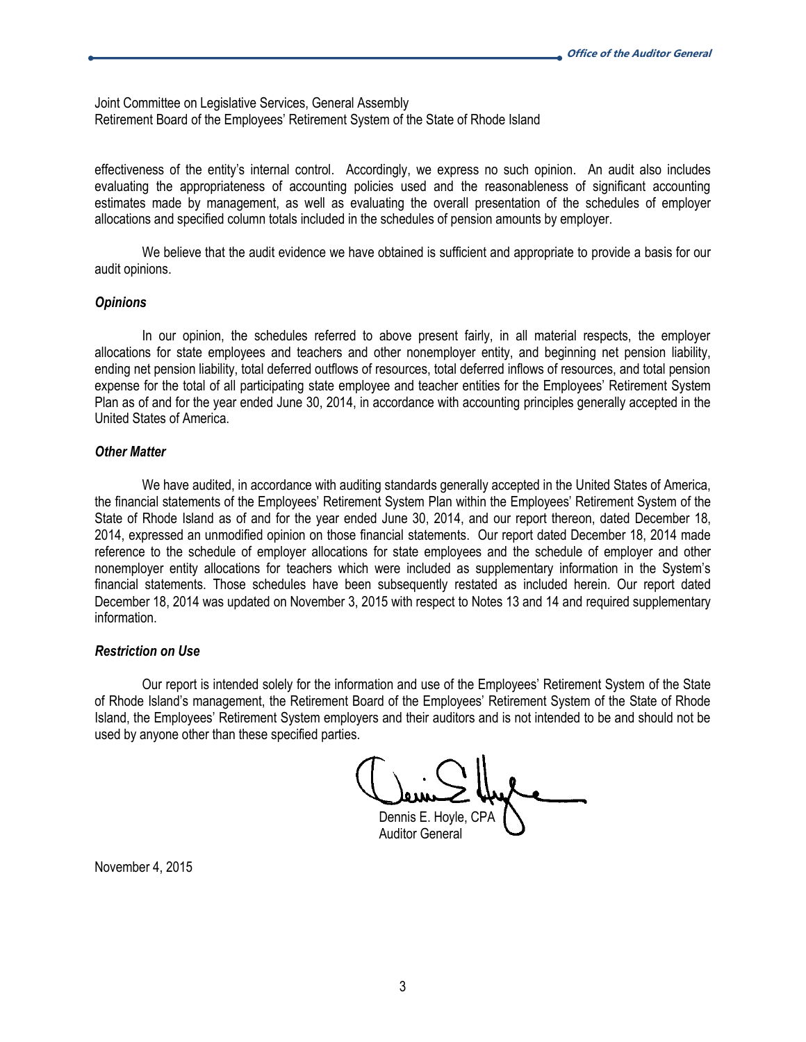Joint Committee on Legislative Services, General Assembly
Retirement Board of the Employees' Retirement System of the State of Rhode Island

effectiveness of the entity's internal control. Accordingly, we express no such opinion. An audit also includes evaluating the appropriateness of accounting policies used and the reasonableness of significant accounting estimates made by management, as well as evaluating the overall presentation of the schedules of employer allocations and specified column totals included in the schedules of pension amounts by employer.

We believe that the audit evidence we have obtained is sufficient and appropriate to provide a basis for our audit opinions.

***Opinions***

In our opinion, the schedules referred to above present fairly, in all material respects, the employer allocations for state employees and teachers and other nonemployer entity, and beginning net pension liability, ending net pension liability, total deferred outflows of resources, total deferred inflows of resources, and total pension expense for the total of all participating state employee and teacher entities for the Employees' Retirement System Plan as of and for the year ended June 30, 2014, in accordance with accounting principles generally accepted in the United States of America.

***Other Matter***

We have audited, in accordance with auditing standards generally accepted in the United States of America, the financial statements of the Employees' Retirement System Plan within the Employees' Retirement System of the State of Rhode Island as of and for the year ended June 30, 2014, and our report thereon, dated December 18, 2014, expressed an unmodified opinion on those financial statements. Our report dated December 18, 2014 made reference to the schedule of employer allocations for state employees and the schedule of employer and other nonemployer entity allocations for teachers which were included as supplementary information in the System's financial statements. Those schedules have been subsequently restated as included herein. Our report dated December 18, 2014 was updated on November 3, 2015 with respect to Notes 13 and 14 and required supplementary information.

***Restriction on Use***

Our report is intended solely for the information and use of the Employees' Retirement System of the State of Rhode Island's management, the Retirement Board of the Employees' Retirement System of the State of Rhode Island, the Employees' Retirement System employers and their auditors and is not intended to be and should not be used by anyone other than these specified parties.

Dennis E. Hoyle, CPA
Auditor General

November 4, 2015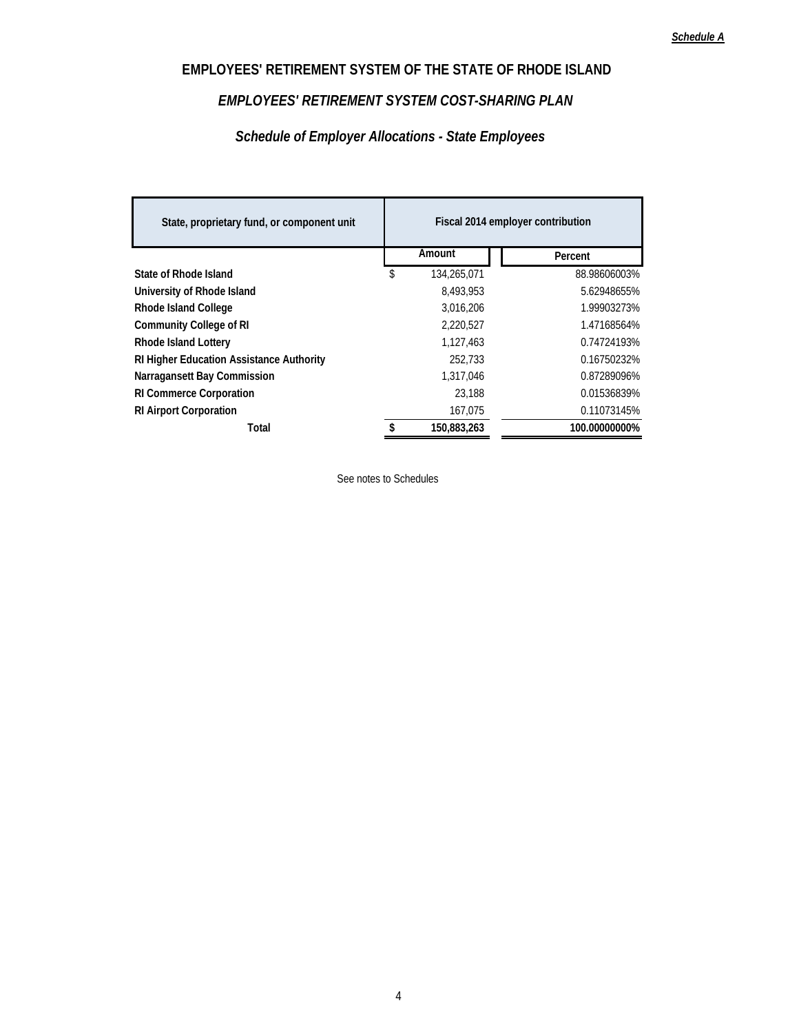*Schedule A*

# EMPLOYEES' RETIREMENT SYSTEM OF THE STATE OF RHODE ISLAND

## *EMPLOYEES' RETIREMENT SYSTEM COST-SHARING PLAN*

### *Schedule of Employer Allocations - State Employees*

| State, proprietary fund, or component unit | Fiscal 2014 employer contribution | |
|---|---|---|
| | Amount | Percent |
| State of Rhode Island | $ 134,265,071 | 88.98606003% |
| University of Rhode Island | 8,493,953 | 5.62948655% |
| Rhode Island College | 3,016,206 | 1.99903273% |
| Community College of RI | 2,220,527 | 1.47168564% |
| Rhode Island Lottery | 1,127,463 | 0.74724193% |
| RI Higher Education Assistance Authority | 252,733 | 0.16750232% |
| Narragansett Bay Commission | 1,317,046 | 0.87289096% |
| RI Commerce Corporation | 23,188 | 0.01536839% |
| RI Airport Corporation | 167,075 | 0.11073145% |
| **Total** | **$ 150,883,263** | **100.00000000%** |

See notes to Schedules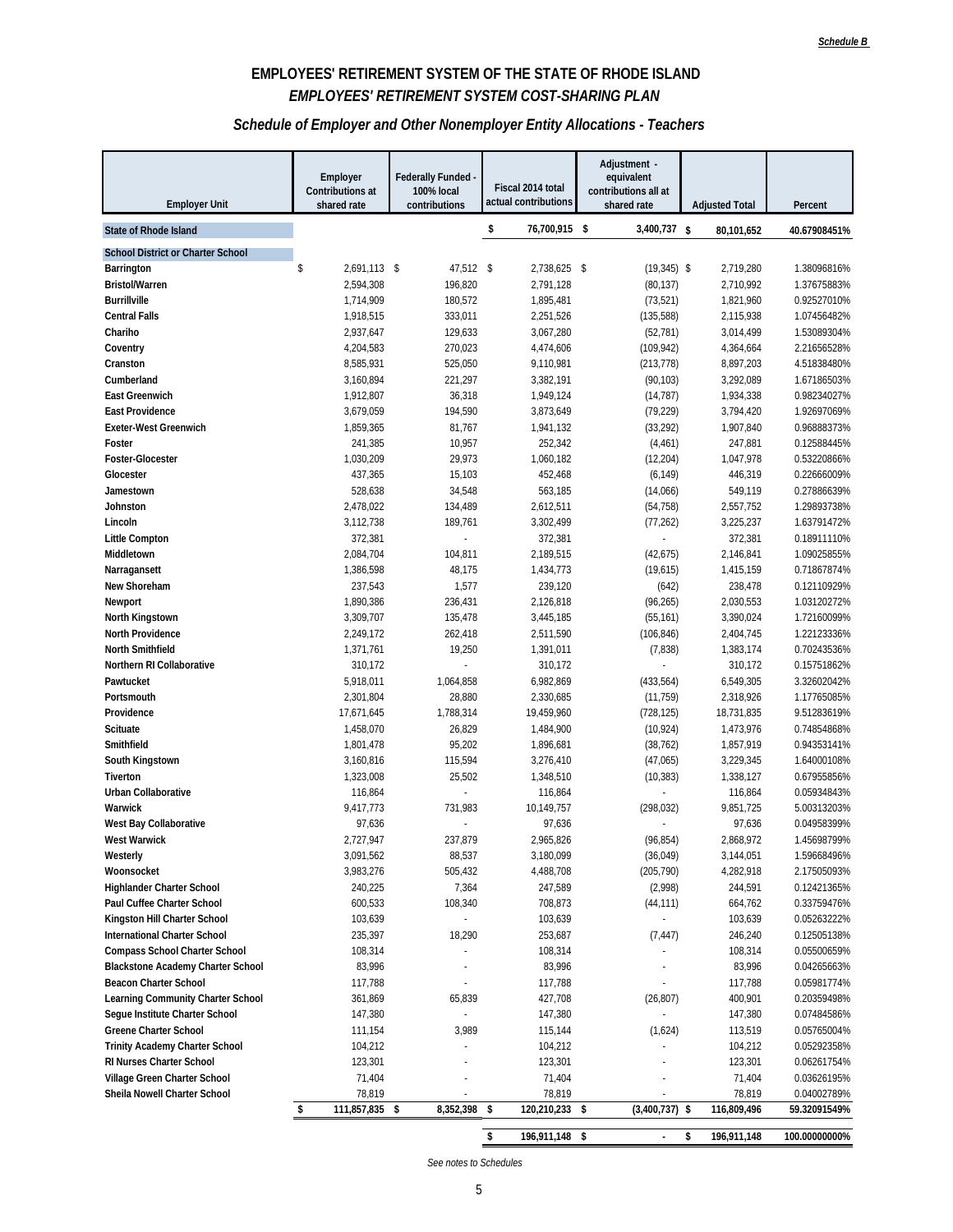*Schedule B*

# EMPLOYEES' RETIREMENT SYSTEM OF THE STATE OF RHODE ISLAND

## *EMPLOYEES' RETIREMENT SYSTEM COST-SHARING PLAN*

### *Schedule of Employer and Other Nonemployer Entity Allocations - Teachers*

| Employer Unit | Employer Contributions at shared rate | Federally Funded - 100% local contributions | Fiscal 2014 total actual contributions | Adjustment - equivalent contributions all at shared rate | Adjusted Total | Percent |
|---|---|---|---|---|---|---|
| State of Rhode Island | | | $ 76,700,915 | $ 3,400,737 | $ 80,101,652 | 40.67908451% |
| School District or Charter School | | | | | | |
| Barrington | $ 2,691,113 | $ 47,512 | $ 2,738,625 | $ (19,345) | $ 2,719,280 | 1.38096816% |
| Bristol/Warren | 2,594,308 | 196,820 | 2,791,128 | (80,137) | 2,710,992 | 1.37675883% |
| Burrillville | 1,714,909 | 180,572 | 1,895,481 | (73,521) | 1,821,960 | 0.92527010% |
| Central Falls | 1,918,515 | 333,011 | 2,251,526 | (135,588) | 2,115,938 | 1.07456482% |
| Chariho | 2,937,647 | 129,633 | 3,067,280 | (52,781) | 3,014,499 | 1.53089304% |
| Coventry | 4,204,583 | 270,023 | 4,474,606 | (109,942) | 4,364,664 | 2.21656528% |
| Cranston | 8,585,931 | 525,050 | 9,110,981 | (213,778) | 8,897,203 | 4.51838480% |
| Cumberland | 3,160,894 | 221,297 | 3,382,191 | (90,103) | 3,292,089 | 1.67186503% |
| East Greenwich | 1,912,807 | 36,318 | 1,949,124 | (14,787) | 1,934,338 | 0.98234027% |
| East Providence | 3,679,059 | 194,590 | 3,873,649 | (79,229) | 3,794,420 | 1.92697069% |
| Exeter-West Greenwich | 1,859,365 | 81,767 | 1,941,132 | (33,292) | 1,907,840 | 0.96888373% |
| Foster | 241,385 | 10,957 | 252,342 | (4,461) | 247,881 | 0.12588445% |
| Foster-Glocester | 1,030,209 | 29,973 | 1,060,182 | (12,204) | 1,047,978 | 0.53220866% |
| Glocester | 437,365 | 15,103 | 452,468 | (6,149) | 446,319 | 0.22666009% |
| Jamestown | 528,638 | 34,548 | 563,185 | (14,066) | 549,119 | 0.27886639% |
| Johnston | 2,478,022 | 134,489 | 2,612,511 | (54,758) | 2,557,752 | 1.29893738% |
| Lincoln | 3,112,738 | 189,761 | 3,302,499 | (77,262) | 3,225,237 | 1.63791472% |
| Little Compton | 372,381 | - | 372,381 | - | 372,381 | 0.18911110% |
| Middletown | 2,084,704 | 104,811 | 2,189,515 | (42,675) | 2,146,841 | 1.09025855% |
| Narragansett | 1,386,598 | 48,175 | 1,434,773 | (19,615) | 1,415,159 | 0.71867874% |
| New Shoreham | 237,543 | 1,577 | 239,120 | (642) | 238,478 | 0.12110929% |
| Newport | 1,890,386 | 236,431 | 2,126,818 | (96,265) | 2,030,553 | 1.03120272% |
| North Kingstown | 3,309,707 | 135,478 | 3,445,185 | (55,161) | 3,390,024 | 1.72160099% |
| North Providence | 2,249,172 | 262,418 | 2,511,590 | (106,846) | 2,404,745 | 1.22123336% |
| North Smithfield | 1,371,761 | 19,250 | 1,391,011 | (7,838) | 1,383,174 | 0.70243536% |
| Northern RI Collaborative | 310,172 | - | 310,172 | - | 310,172 | 0.15751862% |
| Pawtucket | 5,918,011 | 1,064,858 | 6,982,869 | (433,564) | 6,549,305 | 3.32602042% |
| Portsmouth | 2,301,804 | 28,880 | 2,330,685 | (11,759) | 2,318,926 | 1.17765085% |
| Providence | 17,671,645 | 1,788,314 | 19,459,960 | (728,125) | 18,731,835 | 9.51283619% |
| Scituate | 1,458,070 | 26,829 | 1,484,900 | (10,924) | 1,473,976 | 0.74854868% |
| Smithfield | 1,801,478 | 95,202 | 1,896,681 | (38,762) | 1,857,919 | 0.94353141% |
| South Kingstown | 3,160,816 | 115,594 | 3,276,410 | (47,065) | 3,229,345 | 1.64000108% |
| Tiverton | 1,323,008 | 25,502 | 1,348,510 | (10,383) | 1,338,127 | 0.67955856% |
| Urban Collaborative | 116,864 | - | 116,864 | - | 116,864 | 0.05934843% |
| Warwick | 9,417,773 | 731,983 | 10,149,757 | (298,032) | 9,851,725 | 5.00313203% |
| West Bay Collaborative | 97,636 | - | 97,636 | - | 97,636 | 0.04958399% |
| West Warwick | 2,727,947 | 237,879 | 2,965,826 | (96,854) | 2,868,972 | 1.45698799% |
| Westerly | 3,091,562 | 88,537 | 3,180,099 | (36,049) | 3,144,051 | 1.59668496% |
| Woonsocket | 3,983,276 | 505,432 | 4,488,708 | (205,790) | 4,282,918 | 2.17505093% |
| Highlander Charter School | 240,225 | 7,364 | 247,589 | (2,998) | 244,591 | 0.12421365% |
| Paul Cuffee Charter School | 600,533 | 108,340 | 708,873 | (44,111) | 664,762 | 0.33759476% |
| Kingston Hill Charter School | 103,639 | - | 103,639 | - | 103,639 | 0.05263222% |
| International Charter School | 235,397 | 18,290 | 253,687 | (7,447) | 246,240 | 0.12505138% |
| Compass School Charter School | 108,314 | - | 108,314 | - | 108,314 | 0.05500659% |
| Blackstone Academy Charter School | 83,996 | - | 83,996 | - | 83,996 | 0.04265663% |
| Beacon Charter School | 117,788 | - | 117,788 | - | 117,788 | 0.05981774% |
| Learning Community Charter School | 361,869 | 65,839 | 427,708 | (26,807) | 400,901 | 0.20359498% |
| Segue Institute Charter School | 147,380 | - | 147,380 | - | 147,380 | 0.07484586% |
| Greene Charter School | 111,154 | 3,989 | 115,144 | (1,624) | 113,519 | 0.05765004% |
| Trinity Academy Charter School | 104,212 | - | 104,212 | - | 104,212 | 0.05292358% |
| RI Nurses Charter School | 123,301 | - | 123,301 | - | 123,301 | 0.06261754% |
| Village Green Charter School | 71,404 | - | 71,404 | - | 71,404 | 0.03626195% |
| Sheila Nowell Charter School | 78,819 | - | 78,819 | - | 78,819 | 0.04002789% |
| | $ 111,857,835 | $ 8,352,398 | $ 120,210,233 | $ (3,400,737) | $ 116,809,496 | 59.32091549% |
| | | | $ 196,911,148 | $ - | $ 196,911,148 | 100.00000000% |

*See notes to Schedules*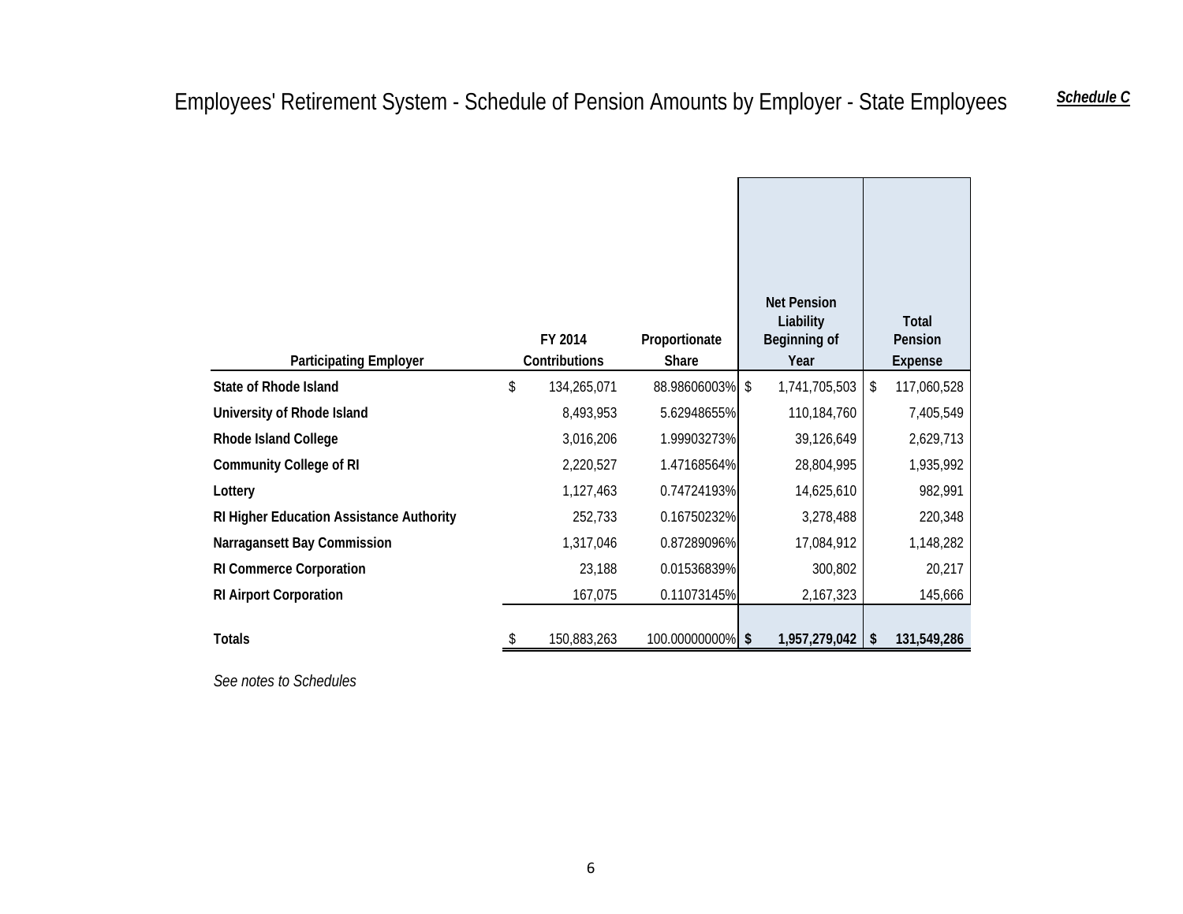# Employees' Retirement System - Schedule of Pension Amounts by Employer - State Employees

***Schedule C***

| Participating Employer | FY 2014 Contributions | Proportionate Share | Net Pension Liability Beginning of Year | Total Pension Expense |
|---|---|---|---|---|
| **State of Rhode Island** | $ 134,265,071 | 88.98606003% | $ 1,741,705,503 | $ 117,060,528 |
| **University of Rhode Island** | 8,493,953 | 5.62948655% | 110,184,760 | 7,405,549 |
| **Rhode Island College** | 3,016,206 | 1.99903273% | 39,126,649 | 2,629,713 |
| **Community College of RI** | 2,220,527 | 1.47168564% | 28,804,995 | 1,935,992 |
| **Lottery** | 1,127,463 | 0.74724193% | 14,625,610 | 982,991 |
| **RI Higher Education Assistance Authority** | 252,733 | 0.16750232% | 3,278,488 | 220,348 |
| **Narragansett Bay Commission** | 1,317,046 | 0.87289096% | 17,084,912 | 1,148,282 |
| **RI Commerce Corporation** | 23,188 | 0.01536839% | 300,802 | 20,217 |
| **RI Airport Corporation** | 167,075 | 0.11073145% | 2,167,323 | 145,666 |
| **Totals** | $ 150,883,263 | 100.00000000% | **$ 1,957,279,042** | **$ 131,549,286** |

*See notes to Schedules*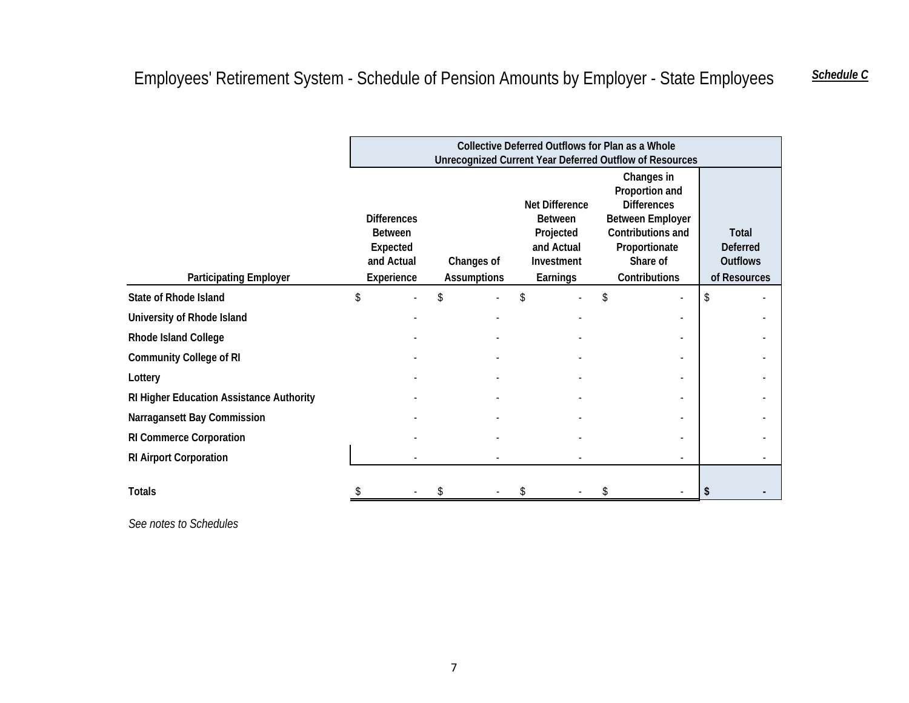# Employees' Retirement System - Schedule of Pension Amounts by Employer - State Employees

***Schedule C***

| | Collective Deferred Outflows for Plan as a Whole Unrecognized Current Year Deferred Outflow of Resources | | | | |
|---|---|---|---|---|---|
| **Participating Employer** | **Differences Between Expected and Actual Experience** | **Changes of Assumptions** | **Net Difference Between Projected and Actual Investment Earnings** | **Changes in Proportion and Differences Between Employer Contributions and Proportionate Share of Contributions** | **Total Deferred Outflows of Resources** |
| **State of Rhode Island** | $ - | $ - | $ - | $ - | $ - |
| **University of Rhode Island** | - | - | - | - | - |
| **Rhode Island College** | - | - | - | - | - |
| **Community College of RI** | - | - | - | - | - |
| **Lottery** | - | - | - | - | - |
| **RI Higher Education Assistance Authority** | - | - | - | - | - |
| **Narragansett Bay Commission** | - | - | - | - | - |
| **RI Commerce Corporation** | - | - | - | - | - |
| **RI Airport Corporation** | - | - | - | - | - |
| **Totals** | $ - | $ - | $ - | $ - | **$ -** |

*See notes to Schedules*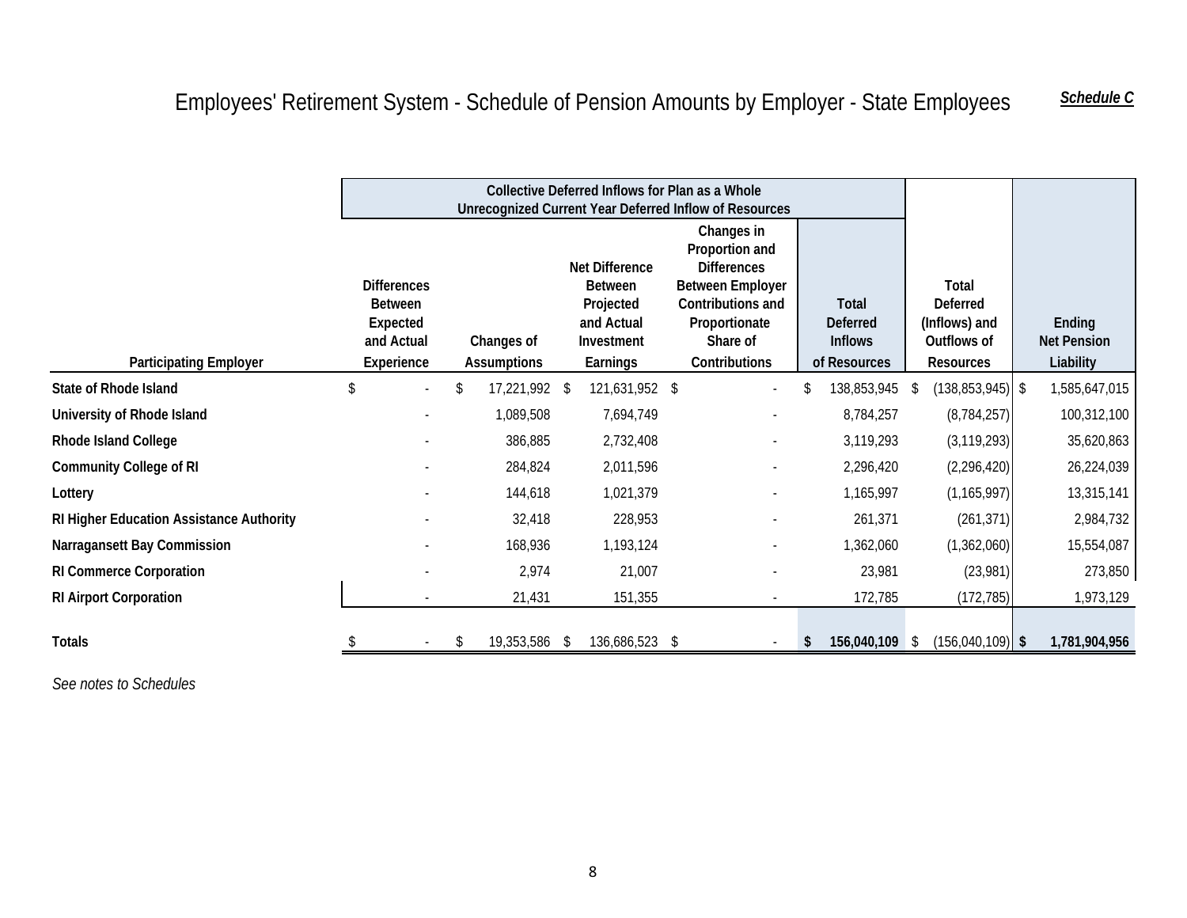# Employees' Retirement System - Schedule of Pension Amounts by Employer - State Employees

***Schedule C***

| Participating Employer | Collective Deferred Inflows for Plan as a Whole Unrecognized Current Year Deferred Inflow of Resources | | | | | | |
|---|---|---|---|---|---|---|---|
| | Differences Between Expected and Actual Experience | Changes of Assumptions | Net Difference Between Projected and Actual Investment Earnings | Changes in Proportion and Differences Between Employer Contributions and Proportionate Share of Contributions | Total Deferred Inflows of Resources | Total Deferred (Inflows) and Outflows of Resources | Ending Net Pension Liability |
| **State of Rhode Island** | $ - | $ 17,221,992 | $ 121,631,952 | $ - | $ 138,853,945 | $ (138,853,945) | $ 1,585,647,015 |
| **University of Rhode Island** | - | 1,089,508 | 7,694,749 | - | 8,784,257 | (8,784,257) | 100,312,100 |
| **Rhode Island College** | - | 386,885 | 2,732,408 | - | 3,119,293 | (3,119,293) | 35,620,863 |
| **Community College of RI** | - | 284,824 | 2,011,596 | - | 2,296,420 | (2,296,420) | 26,224,039 |
| **Lottery** | - | 144,618 | 1,021,379 | - | 1,165,997 | (1,165,997) | 13,315,141 |
| **RI Higher Education Assistance Authority** | - | 32,418 | 228,953 | - | 261,371 | (261,371) | 2,984,732 |
| **Narragansett Bay Commission** | - | 168,936 | 1,193,124 | - | 1,362,060 | (1,362,060) | 15,554,087 |
| **RI Commerce Corporation** | - | 2,974 | 21,007 | - | 23,981 | (23,981) | 273,850 |
| **RI Airport Corporation** | - | 21,431 | 151,355 | - | 172,785 | (172,785) | 1,973,129 |
| **Totals** | $ - | $ 19,353,586 | $ 136,686,523 | $ - | **$ 156,040,109** | $ (156,040,109) | **$ 1,781,904,956** |

*See notes to Schedules*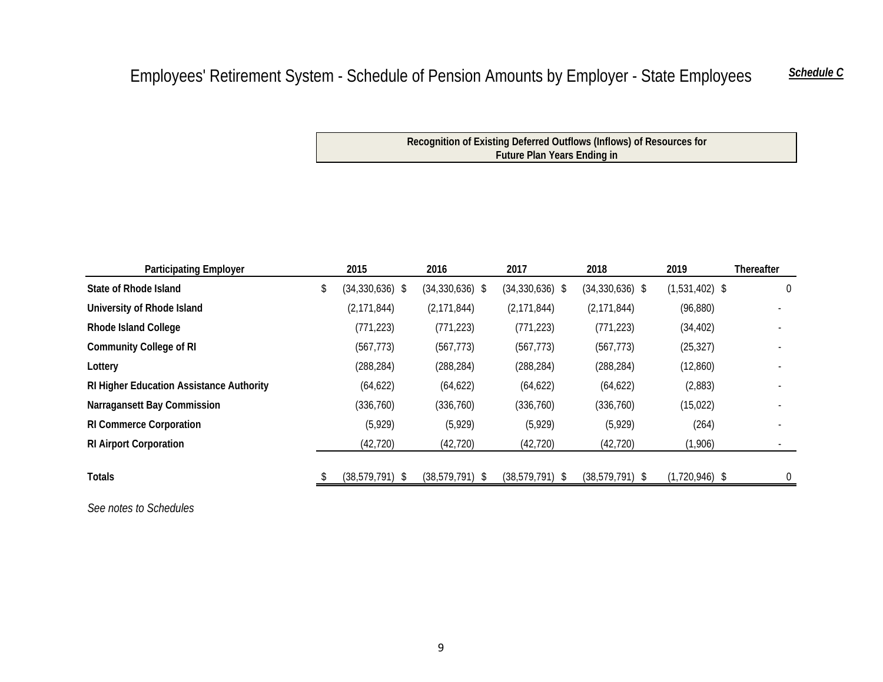# Employees' Retirement System - Schedule of Pension Amounts by Employer - State Employees

***Schedule C***

| Participating Employer | Recognition of Existing Deferred Outflows (Inflows) of Resources for Future Plan Years Ending in | | | | | |
|---|---|---|---|---|---|---|
| | **2015** | **2016** | **2017** | **2018** | **2019** | **Thereafter** |
| **State of Rhode Island** | $ (34,330,636) | $ (34,330,636) | $ (34,330,636) | $ (34,330,636) | $ (1,531,402) | $ 0 |
| **University of Rhode Island** | (2,171,844) | (2,171,844) | (2,171,844) | (2,171,844) | (96,880) | - |
| **Rhode Island College** | (771,223) | (771,223) | (771,223) | (771,223) | (34,402) | - |
| **Community College of RI** | (567,773) | (567,773) | (567,773) | (567,773) | (25,327) | - |
| **Lottery** | (288,284) | (288,284) | (288,284) | (288,284) | (12,860) | - |
| **RI Higher Education Assistance Authority** | (64,622) | (64,622) | (64,622) | (64,622) | (2,883) | - |
| **Narragansett Bay Commission** | (336,760) | (336,760) | (336,760) | (336,760) | (15,022) | - |
| **RI Commerce Corporation** | (5,929) | (5,929) | (5,929) | (5,929) | (264) | - |
| **RI Airport Corporation** | (42,720) | (42,720) | (42,720) | (42,720) | (1,906) | - |
| **Totals** | $ (38,579,791) | $ (38,579,791) | $ (38,579,791) | $ (38,579,791) | $ (1,720,946) | $ 0 |

*See notes to Schedules*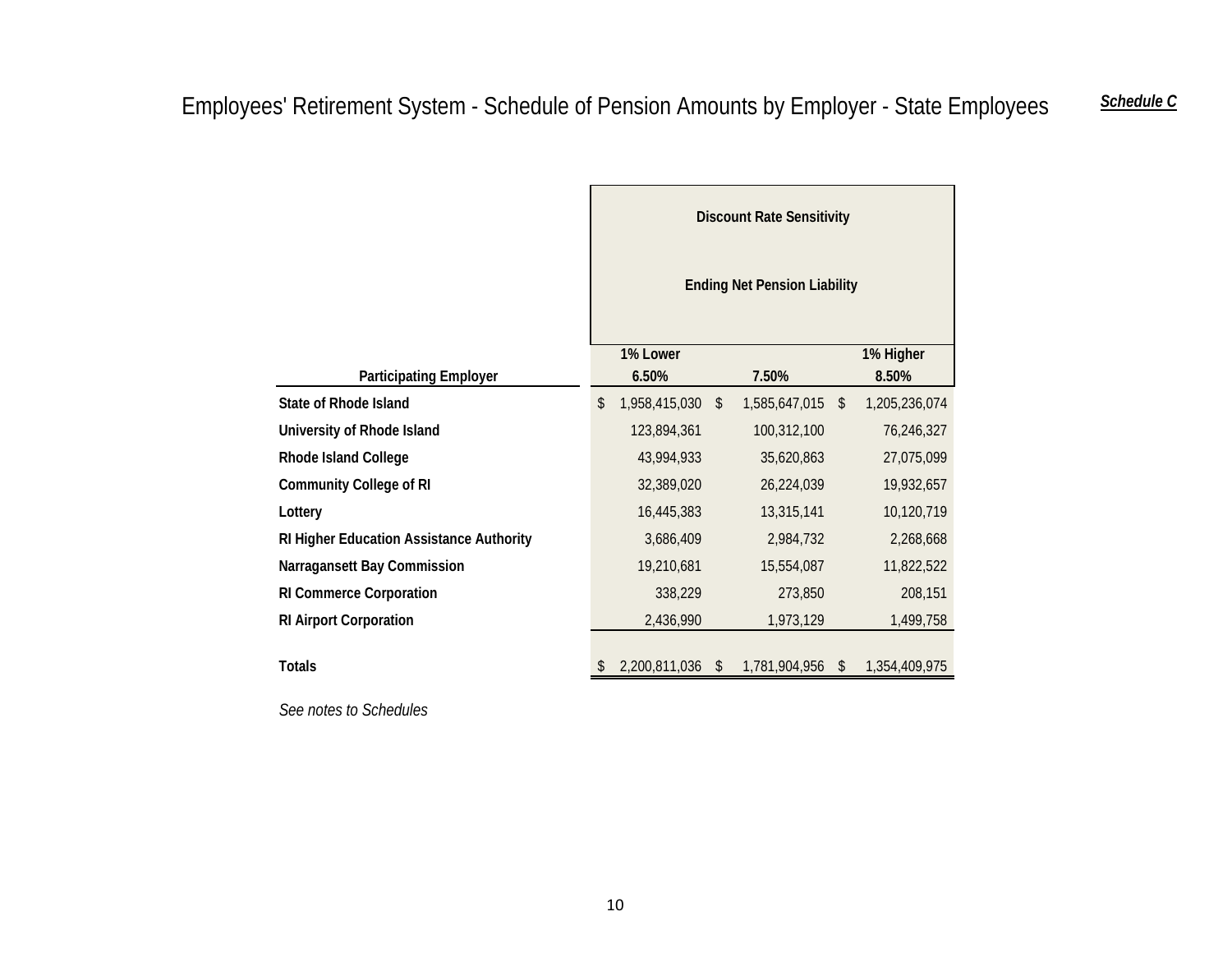# Employees' Retirement System - Schedule of Pension Amounts by Employer - State Employees

***Schedule C***

| Participating Employer | Discount Rate Sensitivity Ending Net Pension Liability | | |
|---|---|---|---|
| | 1% Lower 6.50% | 7.50% | 1% Higher 8.50% |
| **State of Rhode Island** | $ 1,958,415,030 | $ 1,585,647,015 | $ 1,205,236,074 |
| **University of Rhode Island** | 123,894,361 | 100,312,100 | 76,246,327 |
| **Rhode Island College** | 43,994,933 | 35,620,863 | 27,075,099 |
| **Community College of RI** | 32,389,020 | 26,224,039 | 19,932,657 |
| **Lottery** | 16,445,383 | 13,315,141 | 10,120,719 |
| **RI Higher Education Assistance Authority** | 3,686,409 | 2,984,732 | 2,268,668 |
| **Narragansett Bay Commission** | 19,210,681 | 15,554,087 | 11,822,522 |
| **RI Commerce Corporation** | 338,229 | 273,850 | 208,151 |
| **RI Airport Corporation** | 2,436,990 | 1,973,129 | 1,499,758 |
| **Totals** | $ 2,200,811,036 | $ 1,781,904,956 | $ 1,354,409,975 |

*See notes to Schedules*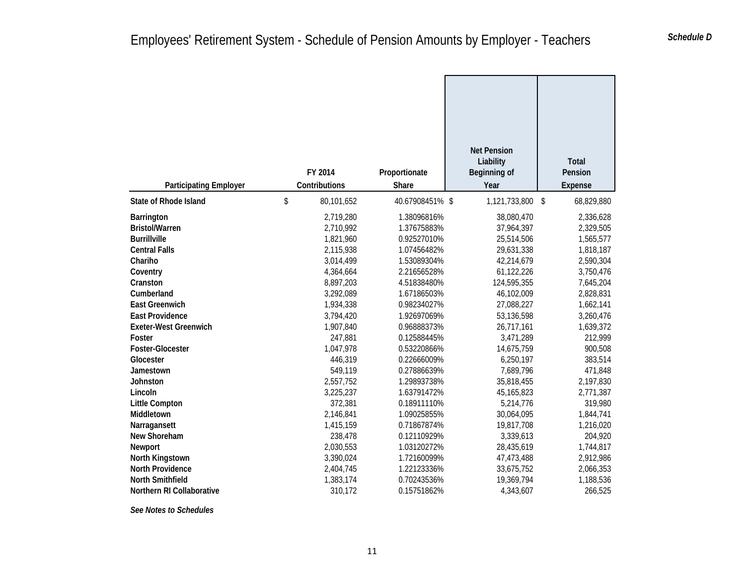# Employees' Retirement System - Schedule of Pension Amounts by Employer - Teachers

*Schedule D*

| Participating Employer | FY 2014 Contributions | Proportionate Share | Net Pension Liability Beginning of Year | Total Pension Expense |
|---|---|---|---|---|
| **State of Rhode Island** | $ 80,101,652 | 40.67908451% | $ 1,121,733,800 | $ 68,829,880 |
| **Barrington** | 2,719,280 | 1.38096816% | 38,080,470 | 2,336,628 |
| **Bristol/Warren** | 2,710,992 | 1.37675883% | 37,964,397 | 2,329,505 |
| **Burrillville** | 1,821,960 | 0.92527010% | 25,514,506 | 1,565,577 |
| **Central Falls** | 2,115,938 | 1.07456482% | 29,631,338 | 1,818,187 |
| **Chariho** | 3,014,499 | 1.53089304% | 42,214,679 | 2,590,304 |
| **Coventry** | 4,364,664 | 2.21656528% | 61,122,226 | 3,750,476 |
| **Cranston** | 8,897,203 | 4.51838480% | 124,595,355 | 7,645,204 |
| **Cumberland** | 3,292,089 | 1.67186503% | 46,102,009 | 2,828,831 |
| **East Greenwich** | 1,934,338 | 0.98234027% | 27,088,227 | 1,662,141 |
| **East Providence** | 3,794,420 | 1.92697069% | 53,136,598 | 3,260,476 |
| **Exeter-West Greenwich** | 1,907,840 | 0.96888373% | 26,717,161 | 1,639,372 |
| **Foster** | 247,881 | 0.12588445% | 3,471,289 | 212,999 |
| **Foster-Glocester** | 1,047,978 | 0.53220866% | 14,675,759 | 900,508 |
| **Glocester** | 446,319 | 0.22666009% | 6,250,197 | 383,514 |
| **Jamestown** | 549,119 | 0.27886639% | 7,689,796 | 471,848 |
| **Johnston** | 2,557,752 | 1.29893738% | 35,818,455 | 2,197,830 |
| **Lincoln** | 3,225,237 | 1.63791472% | 45,165,823 | 2,771,387 |
| **Little Compton** | 372,381 | 0.18911110% | 5,214,776 | 319,980 |
| **Middletown** | 2,146,841 | 1.09025855% | 30,064,095 | 1,844,741 |
| **Narragansett** | 1,415,159 | 0.71867874% | 19,817,708 | 1,216,020 |
| **New Shoreham** | 238,478 | 0.12110929% | 3,339,613 | 204,920 |
| **Newport** | 2,030,553 | 1.03120272% | 28,435,619 | 1,744,817 |
| **North Kingstown** | 3,390,024 | 1.72160099% | 47,473,488 | 2,912,986 |
| **North Providence** | 2,404,745 | 1.22123336% | 33,675,752 | 2,066,353 |
| **North Smithfield** | 1,383,174 | 0.70243536% | 19,369,794 | 1,188,536 |
| **Northern RI Collaborative** | 310,172 | 0.15751862% | 4,343,607 | 266,525 |

***See Notes to Schedules***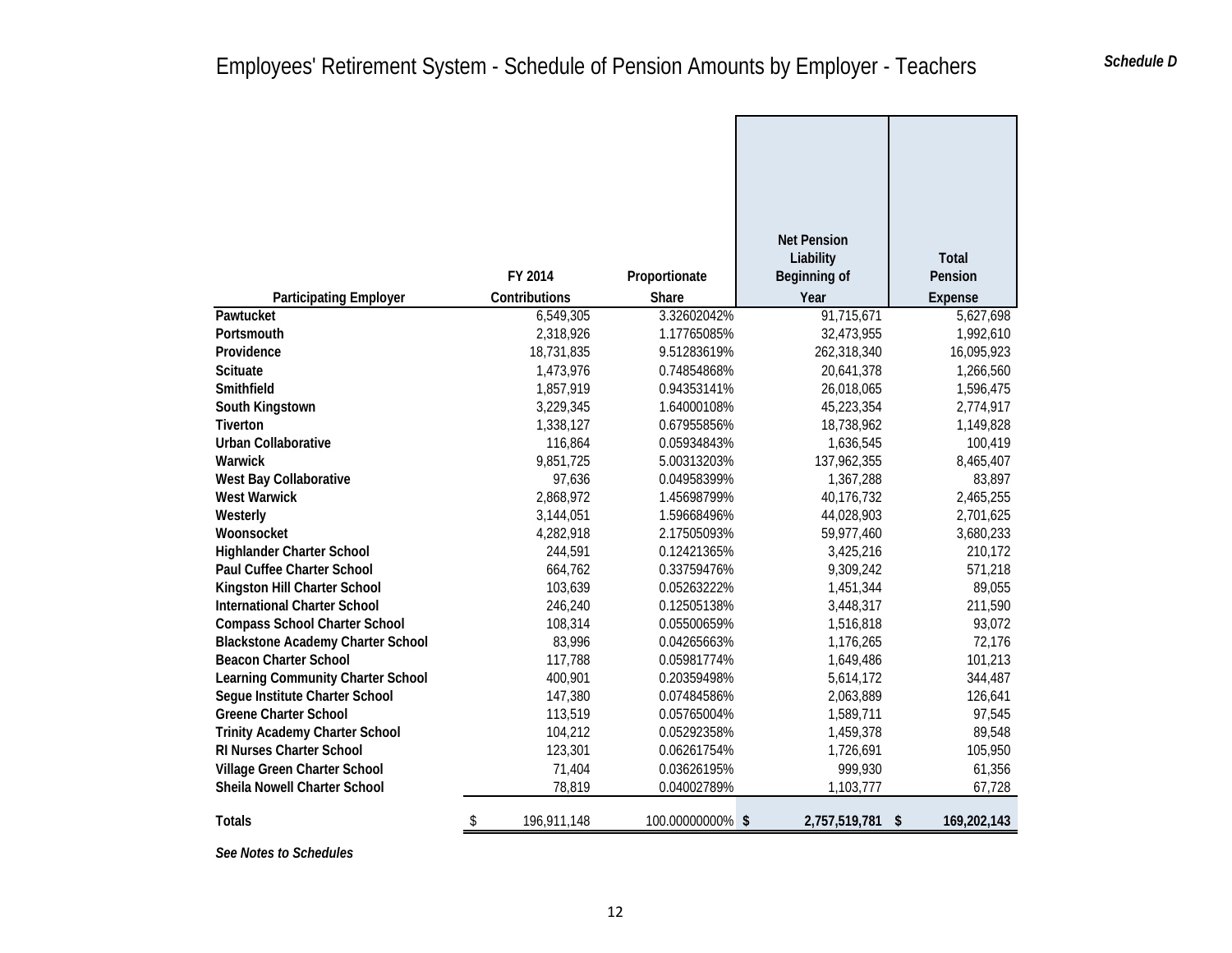# Employees' Retirement System - Schedule of Pension Amounts by Employer - Teachers

***Schedule D***

| Participating Employer | FY 2014 Contributions | Proportionate Share | Net Pension Liability Beginning of Year | Total Pension Expense |
|---|---|---|---|---|
| **Pawtucket** | 6,549,305 | 3.32602042% | 91,715,671 | 5,627,698 |
| **Portsmouth** | 2,318,926 | 1.17765085% | 32,473,955 | 1,992,610 |
| **Providence** | 18,731,835 | 9.51283619% | 262,318,340 | 16,095,923 |
| **Scituate** | 1,473,976 | 0.74854868% | 20,641,378 | 1,266,560 |
| **Smithfield** | 1,857,919 | 0.94353141% | 26,018,065 | 1,596,475 |
| **South Kingstown** | 3,229,345 | 1.64000108% | 45,223,354 | 2,774,917 |
| **Tiverton** | 1,338,127 | 0.67955856% | 18,738,962 | 1,149,828 |
| **Urban Collaborative** | 116,864 | 0.05934843% | 1,636,545 | 100,419 |
| **Warwick** | 9,851,725 | 5.00313203% | 137,962,355 | 8,465,407 |
| **West Bay Collaborative** | 97,636 | 0.04958399% | 1,367,288 | 83,897 |
| **West Warwick** | 2,868,972 | 1.45698799% | 40,176,732 | 2,465,255 |
| **Westerly** | 3,144,051 | 1.59668496% | 44,028,903 | 2,701,625 |
| **Woonsocket** | 4,282,918 | 2.17505093% | 59,977,460 | 3,680,233 |
| **Highlander Charter School** | 244,591 | 0.12421365% | 3,425,216 | 210,172 |
| **Paul Cuffee Charter School** | 664,762 | 0.33759476% | 9,309,242 | 571,218 |
| **Kingston Hill Charter School** | 103,639 | 0.05263222% | 1,451,344 | 89,055 |
| **International Charter School** | 246,240 | 0.12505138% | 3,448,317 | 211,590 |
| **Compass School Charter School** | 108,314 | 0.05500659% | 1,516,818 | 93,072 |
| **Blackstone Academy Charter School** | 83,996 | 0.04265663% | 1,176,265 | 72,176 |
| **Beacon Charter School** | 117,788 | 0.05981774% | 1,649,486 | 101,213 |
| **Learning Community Charter School** | 400,901 | 0.20359498% | 5,614,172 | 344,487 |
| **Segue Institute Charter School** | 147,380 | 0.07484586% | 2,063,889 | 126,641 |
| **Greene Charter School** | 113,519 | 0.05765004% | 1,589,711 | 97,545 |
| **Trinity Academy Charter School** | 104,212 | 0.05292358% | 1,459,378 | 89,548 |
| **RI Nurses Charter School** | 123,301 | 0.06261754% | 1,726,691 | 105,950 |
| **Village Green Charter School** | 71,404 | 0.03626195% | 999,930 | 61,356 |
| **Sheila Nowell Charter School** | 78,819 | 0.04002789% | 1,103,777 | 67,728 |
| **Totals** | $ 196,911,148 | 100.00000000% | **$ 2,757,519,781** | **$ 169,202,143** |

***See Notes to Schedules***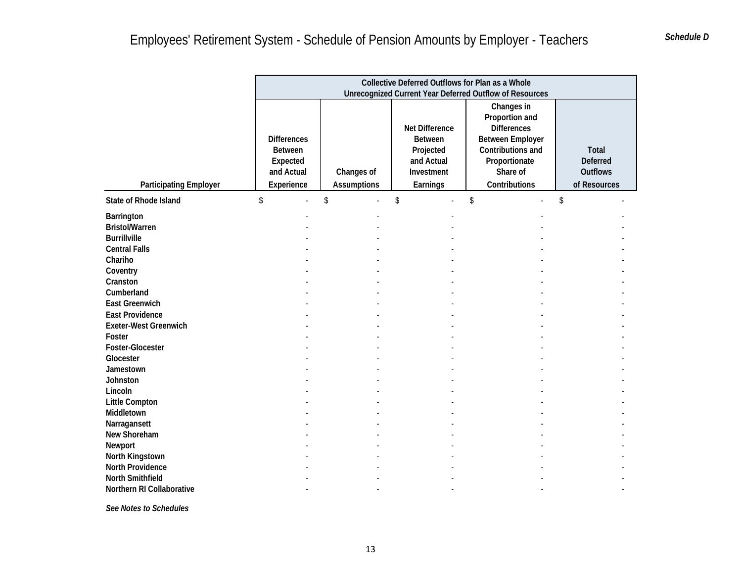# Employees' Retirement System - Schedule of Pension Amounts by Employer - Teachers

*Schedule D*

| Participating Employer | Collective Deferred Outflows for Plan as a Whole Unrecognized Current Year Deferred Outflow of Resources | | | | |
|---|---|---|---|---|---|
| | Differences Between Expected and Actual Experience | Changes of Assumptions | Net Difference Between Projected and Actual Investment Earnings | Changes in Proportion and Differences Between Employer Contributions and Proportionate Share of Contributions | Total Deferred Outflows of Resources |
| **State of Rhode Island** | $ - | $ - | $ - | $ - | $ - |
| **Barrington** | - | - | - | - | - |
| **Bristol/Warren** | - | - | - | - | - |
| **Burrillville** | - | - | - | - | - |
| **Central Falls** | - | - | - | - | - |
| **Chariho** | - | - | - | - | - |
| **Coventry** | - | - | - | - | - |
| **Cranston** | - | - | - | - | - |
| **Cumberland** | - | - | - | - | - |
| **East Greenwich** | - | - | - | - | - |
| **East Providence** | - | - | - | - | - |
| **Exeter-West Greenwich** | - | - | - | - | - |
| **Foster** | - | - | - | - | - |
| **Foster-Glocester** | - | - | - | - | - |
| **Glocester** | - | - | - | - | - |
| **Jamestown** | - | - | - | - | - |
| **Johnston** | - | - | - | - | - |
| **Lincoln** | - | - | - | - | - |
| **Little Compton** | - | - | - | - | - |
| **Middletown** | - | - | - | - | - |
| **Narragansett** | - | - | - | - | - |
| **New Shoreham** | - | - | - | - | - |
| **Newport** | - | - | - | - | - |
| **North Kingstown** | - | - | - | - | - |
| **North Providence** | - | - | - | - | - |
| **North Smithfield** | - | - | - | - | - |
| **Northern RI Collaborative** | - | - | - | - | - |

***See Notes to Schedules***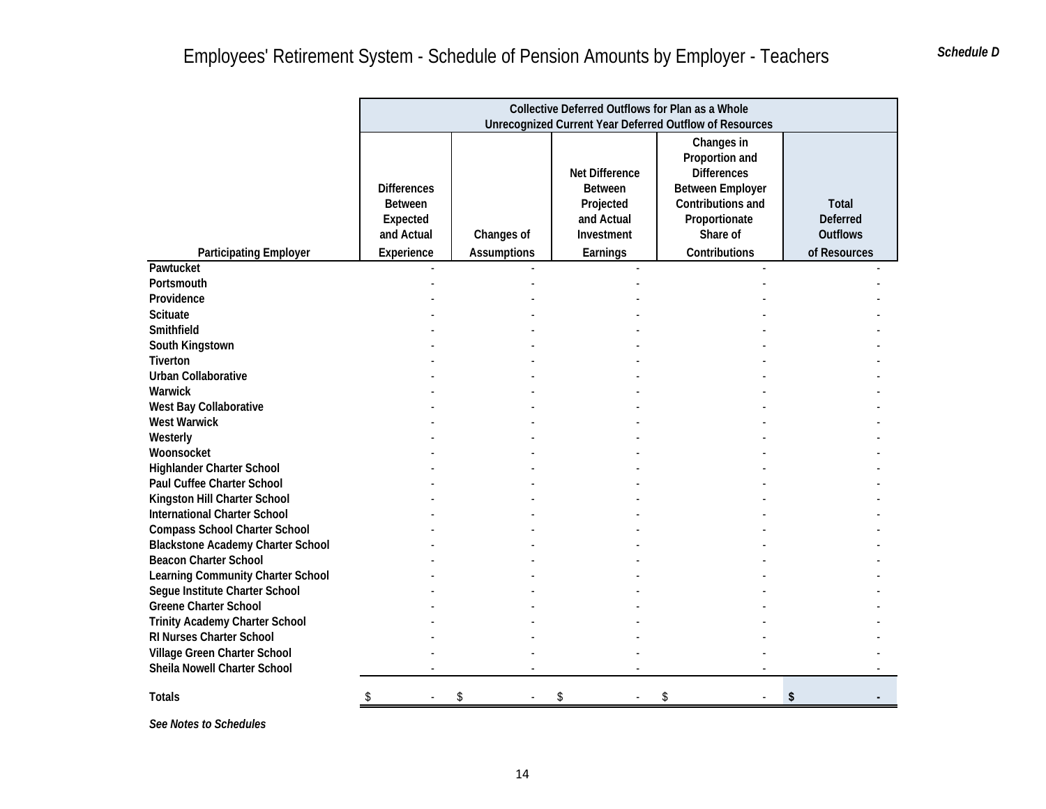# Employees' Retirement System - Schedule of Pension Amounts by Employer - Teachers

***Schedule D***

| | Collective Deferred Outflows for Plan as a Whole Unrecognized Current Year Deferred Outflow of Resources | | | | |
|---|---|---|---|---|---|
| **Participating Employer** | **Differences Between Expected and Actual Experience** | **Changes of Assumptions** | **Net Difference Between Projected and Actual Investment Earnings** | **Changes in Proportion and Differences Between Employer Contributions and Proportionate Share of Contributions** | **Total Deferred Outflows of Resources** |
| **Pawtucket** | - | - | - | - | - |
| **Portsmouth** | - | - | - | - | - |
| **Providence** | - | - | - | - | - |
| **Scituate** | - | - | - | - | - |
| **Smithfield** | - | - | - | - | - |
| **South Kingstown** | - | - | - | - | - |
| **Tiverton** | - | - | - | - | - |
| **Urban Collaborative** | - | - | - | - | - |
| **Warwick** | - | - | - | - | - |
| **West Bay Collaborative** | - | - | - | - | - |
| **West Warwick** | - | - | - | - | - |
| **Westerly** | - | - | - | - | - |
| **Woonsocket** | - | - | - | - | - |
| **Highlander Charter School** | - | - | - | - | - |
| **Paul Cuffee Charter School** | - | - | - | - | - |
| **Kingston Hill Charter School** | - | - | - | - | - |
| **International Charter School** | - | - | - | - | - |
| **Compass School Charter School** | - | - | - | - | - |
| **Blackstone Academy Charter School** | - | - | - | - | - |
| **Beacon Charter School** | - | - | - | - | - |
| **Learning Community Charter School** | - | - | - | - | - |
| **Segue Institute Charter School** | - | - | - | - | - |
| **Greene Charter School** | - | - | - | - | - |
| **Trinity Academy Charter School** | - | - | - | - | - |
| **RI Nurses Charter School** | - | - | - | - | - |
| **Village Green Charter School** | - | - | - | - | - |
| **Sheila Nowell Charter School** | - | - | - | - | - |
| **Totals** | $ - | $ - | $ - | $ - | **$ -** |

***See Notes to Schedules***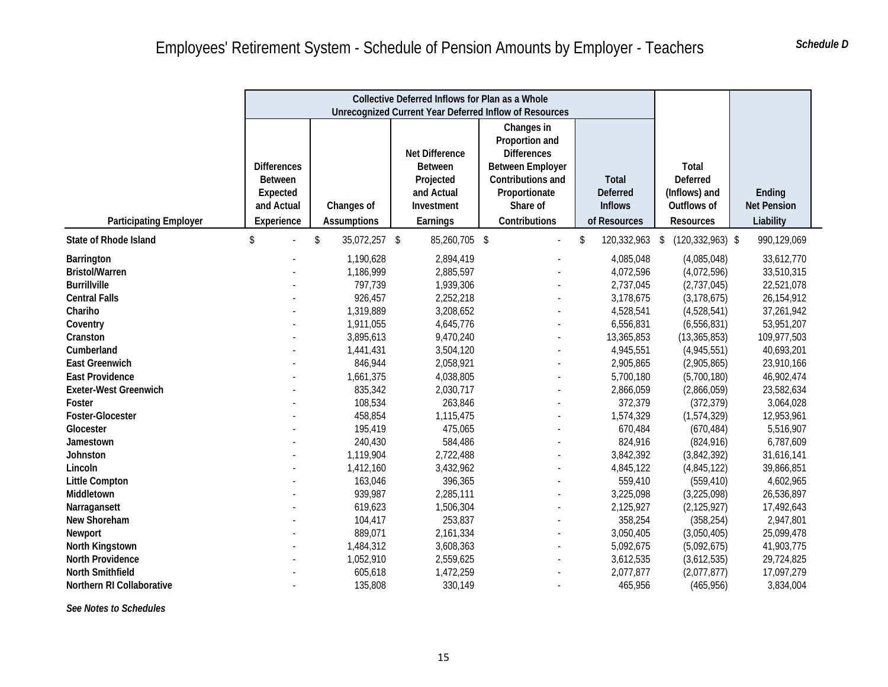# Employees' Retirement System - Schedule of Pension Amounts by Employer - Teachers

***Schedule D***

| Participating Employer | Collective Deferred Inflows for Plan as a Whole Unrecognized Current Year Deferred Inflow of Resources | | | | | | |
|---|---|---|---|---|---|---|---|
| | Differences Between Expected and Actual Experience | Changes of Assumptions | Net Difference Between Projected and Actual Investment Earnings | Changes in Proportion and Differences Between Employer Contributions and Proportionate Share of Contributions | Total Deferred Inflows of Resources | Total Deferred (Inflows) and Outflows of Resources | Ending Net Pension Liability |
| **State of Rhode Island** | $ - | $ 35,072,257 | $ 85,260,705 | $ - | $ 120,332,963 | $ (120,332,963) | $ 990,129,069 |
| **Barrington** | - | 1,190,628 | 2,894,419 | - | 4,085,048 | (4,085,048) | 33,612,770 |
| **Bristol/Warren** | - | 1,186,999 | 2,885,597 | - | 4,072,596 | (4,072,596) | 33,510,315 |
| **Burrillville** | - | 797,739 | 1,939,306 | - | 2,737,045 | (2,737,045) | 22,521,078 |
| **Central Falls** | - | 926,457 | 2,252,218 | - | 3,178,675 | (3,178,675) | 26,154,912 |
| **Chariho** | - | 1,319,889 | 3,208,652 | - | 4,528,541 | (4,528,541) | 37,261,942 |
| **Coventry** | - | 1,911,055 | 4,645,776 | - | 6,556,831 | (6,556,831) | 53,951,207 |
| **Cranston** | - | 3,895,613 | 9,470,240 | - | 13,365,853 | (13,365,853) | 109,977,503 |
| **Cumberland** | - | 1,441,431 | 3,504,120 | - | 4,945,551 | (4,945,551) | 40,693,201 |
| **East Greenwich** | - | 846,944 | 2,058,921 | - | 2,905,865 | (2,905,865) | 23,910,166 |
| **East Providence** | - | 1,661,375 | 4,038,805 | - | 5,700,180 | (5,700,180) | 46,902,474 |
| **Exeter-West Greenwich** | - | 835,342 | 2,030,717 | - | 2,866,059 | (2,866,059) | 23,582,634 |
| **Foster** | - | 108,534 | 263,846 | - | 372,379 | (372,379) | 3,064,028 |
| **Foster-Glocester** | - | 458,854 | 1,115,475 | - | 1,574,329 | (1,574,329) | 12,953,961 |
| **Glocester** | - | 195,419 | 475,065 | - | 670,484 | (670,484) | 5,516,907 |
| **Jamestown** | - | 240,430 | 584,486 | - | 824,916 | (824,916) | 6,787,609 |
| **Johnston** | - | 1,119,904 | 2,722,488 | - | 3,842,392 | (3,842,392) | 31,616,141 |
| **Lincoln** | - | 1,412,160 | 3,432,962 | - | 4,845,122 | (4,845,122) | 39,866,851 |
| **Little Compton** | - | 163,046 | 396,365 | - | 559,410 | (559,410) | 4,602,965 |
| **Middletown** | - | 939,987 | 2,285,111 | - | 3,225,098 | (3,225,098) | 26,536,897 |
| **Narragansett** | - | 619,623 | 1,506,304 | - | 2,125,927 | (2,125,927) | 17,492,643 |
| **New Shoreham** | - | 104,417 | 253,837 | - | 358,254 | (358,254) | 2,947,801 |
| **Newport** | - | 889,071 | 2,161,334 | - | 3,050,405 | (3,050,405) | 25,099,478 |
| **North Kingstown** | - | 1,484,312 | 3,608,363 | - | 5,092,675 | (5,092,675) | 41,903,775 |
| **North Providence** | - | 1,052,910 | 2,559,625 | - | 3,612,535 | (3,612,535) | 29,724,825 |
| **North Smithfield** | - | 605,618 | 1,472,259 | - | 2,077,877 | (2,077,877) | 17,097,279 |
| **Northern RI Collaborative** | - | 135,808 | 330,149 | - | 465,956 | (465,956) | 3,834,004 |

***See Notes to Schedules***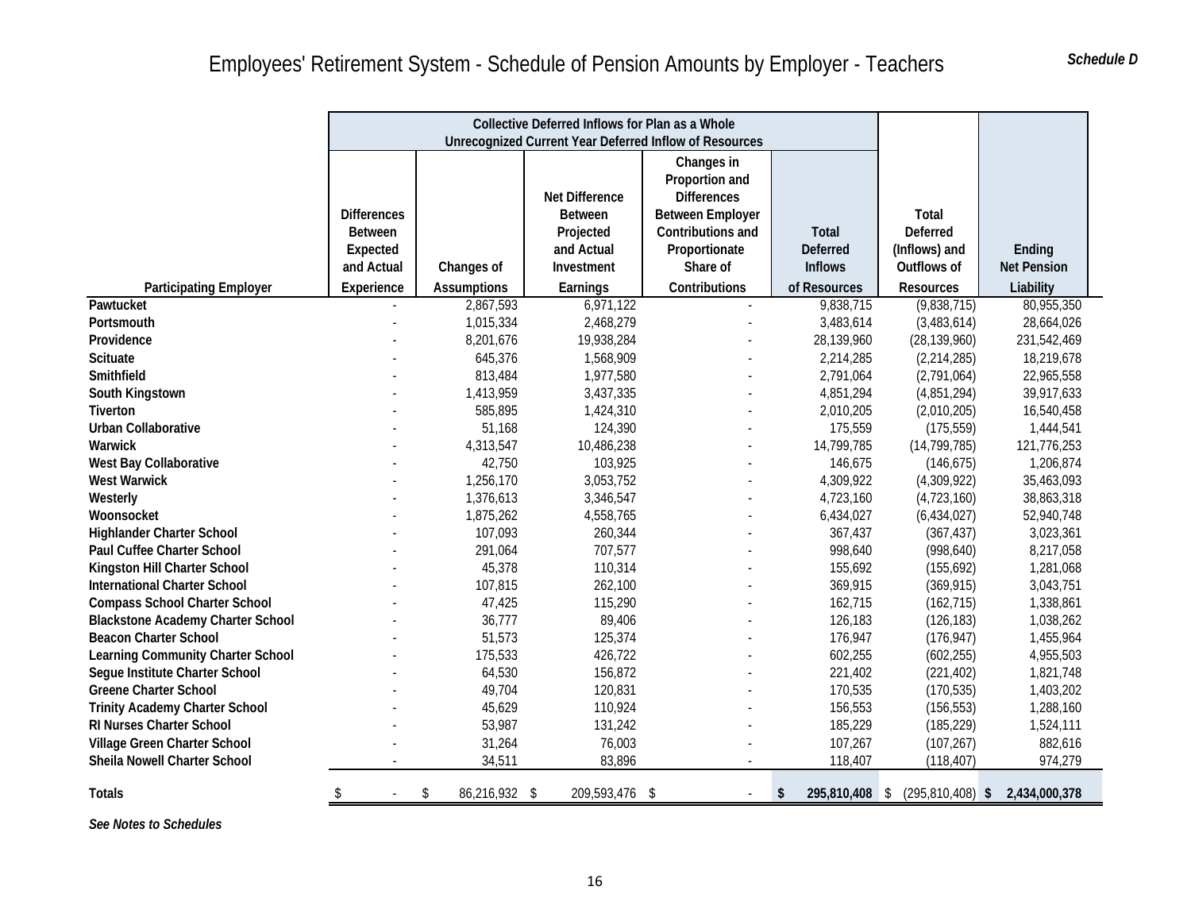# Employees' Retirement System - Schedule of Pension Amounts by Employer - Teachers

***Schedule D***

| | Collective Deferred Inflows for Plan as a Whole Unrecognized Current Year Deferred Inflow of Resources | | | | | | |
|---|---|---|---|---|---|---|---|
| **Participating Employer** | **Differences Between Expected and Actual Experience** | **Changes of Assumptions** | **Net Difference Between Projected and Actual Investment Earnings** | **Changes in Proportion and Differences Between Employer Contributions and Proportionate Share of Contributions** | **Total Deferred Inflows of Resources** | **Total Deferred (Inflows) and Outflows of Resources** | **Ending Net Pension Liability** |
| **Pawtucket** | - | 2,867,593 | 6,971,122 | - | 9,838,715 | (9,838,715) | 80,955,350 |
| **Portsmouth** | - | 1,015,334 | 2,468,279 | - | 3,483,614 | (3,483,614) | 28,664,026 |
| **Providence** | - | 8,201,676 | 19,938,284 | - | 28,139,960 | (28,139,960) | 231,542,469 |
| **Scituate** | - | 645,376 | 1,568,909 | - | 2,214,285 | (2,214,285) | 18,219,678 |
| **Smithfield** | - | 813,484 | 1,977,580 | - | 2,791,064 | (2,791,064) | 22,965,558 |
| **South Kingstown** | - | 1,413,959 | 3,437,335 | - | 4,851,294 | (4,851,294) | 39,917,633 |
| **Tiverton** | - | 585,895 | 1,424,310 | - | 2,010,205 | (2,010,205) | 16,540,458 |
| **Urban Collaborative** | - | 51,168 | 124,390 | - | 175,559 | (175,559) | 1,444,541 |
| **Warwick** | - | 4,313,547 | 10,486,238 | - | 14,799,785 | (14,799,785) | 121,776,253 |
| **West Bay Collaborative** | - | 42,750 | 103,925 | - | 146,675 | (146,675) | 1,206,874 |
| **West Warwick** | - | 1,256,170 | 3,053,752 | - | 4,309,922 | (4,309,922) | 35,463,093 |
| **Westerly** | - | 1,376,613 | 3,346,547 | - | 4,723,160 | (4,723,160) | 38,863,318 |
| **Woonsocket** | - | 1,875,262 | 4,558,765 | - | 6,434,027 | (6,434,027) | 52,940,748 |
| **Highlander Charter School** | - | 107,093 | 260,344 | - | 367,437 | (367,437) | 3,023,361 |
| **Paul Cuffee Charter School** | - | 291,064 | 707,577 | - | 998,640 | (998,640) | 8,217,058 |
| **Kingston Hill Charter School** | - | 45,378 | 110,314 | - | 155,692 | (155,692) | 1,281,068 |
| **International Charter School** | - | 107,815 | 262,100 | - | 369,915 | (369,915) | 3,043,751 |
| **Compass School Charter School** | - | 47,425 | 115,290 | - | 162,715 | (162,715) | 1,338,861 |
| **Blackstone Academy Charter School** | - | 36,777 | 89,406 | - | 126,183 | (126,183) | 1,038,262 |
| **Beacon Charter School** | - | 51,573 | 125,374 | - | 176,947 | (176,947) | 1,455,964 |
| **Learning Community Charter School** | - | 175,533 | 426,722 | - | 602,255 | (602,255) | 4,955,503 |
| **Segue Institute Charter School** | - | 64,530 | 156,872 | - | 221,402 | (221,402) | 1,821,748 |
| **Greene Charter School** | - | 49,704 | 120,831 | - | 170,535 | (170,535) | 1,403,202 |
| **Trinity Academy Charter School** | - | 45,629 | 110,924 | - | 156,553 | (156,553) | 1,288,160 |
| **RI Nurses Charter School** | - | 53,987 | 131,242 | - | 185,229 | (185,229) | 1,524,111 |
| **Village Green Charter School** | - | 31,264 | 76,003 | - | 107,267 | (107,267) | 882,616 |
| **Sheila Nowell Charter School** | - | 34,511 | 83,896 | - | 118,407 | (118,407) | 974,279 |
| **Totals** | $ - | $ 86,216,932 | $ 209,593,476 | $ - | **$ 295,810,408** | $ (295,810,408) | **$ 2,434,000,378** |

***See Notes to Schedules***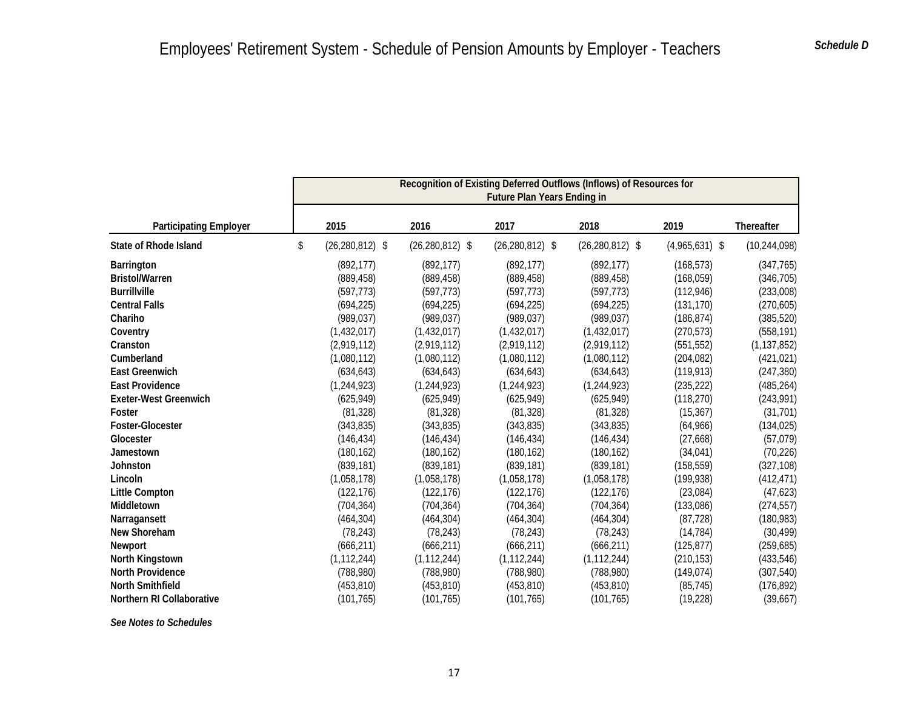# Employees' Retirement System - Schedule of Pension Amounts by Employer - Teachers

***Schedule D***

| Participating Employer | Recognition of Existing Deferred Outflows (Inflows) of Resources for Future Plan Years Ending in | | | | | |
|---|---|---|---|---|---|---|
| | 2015 | 2016 | 2017 | 2018 | 2019 | Thereafter |
| **State of Rhode Island** | $ (26,280,812) | $ (26,280,812) | $ (26,280,812) | $ (26,280,812) | $ (4,965,631) | $ (10,244,098) |
| **Barrington** | (892,177) | (892,177) | (892,177) | (892,177) | (168,573) | (347,765) |
| **Bristol/Warren** | (889,458) | (889,458) | (889,458) | (889,458) | (168,059) | (346,705) |
| **Burrillville** | (597,773) | (597,773) | (597,773) | (597,773) | (112,946) | (233,008) |
| **Central Falls** | (694,225) | (694,225) | (694,225) | (694,225) | (131,170) | (270,605) |
| **Chariho** | (989,037) | (989,037) | (989,037) | (989,037) | (186,874) | (385,520) |
| **Coventry** | (1,432,017) | (1,432,017) | (1,432,017) | (1,432,017) | (270,573) | (558,191) |
| **Cranston** | (2,919,112) | (2,919,112) | (2,919,112) | (2,919,112) | (551,552) | (1,137,852) |
| **Cumberland** | (1,080,112) | (1,080,112) | (1,080,112) | (1,080,112) | (204,082) | (421,021) |
| **East Greenwich** | (634,643) | (634,643) | (634,643) | (634,643) | (119,913) | (247,380) |
| **East Providence** | (1,244,923) | (1,244,923) | (1,244,923) | (1,244,923) | (235,222) | (485,264) |
| **Exeter-West Greenwich** | (625,949) | (625,949) | (625,949) | (625,949) | (118,270) | (243,991) |
| **Foster** | (81,328) | (81,328) | (81,328) | (81,328) | (15,367) | (31,701) |
| **Foster-Glocester** | (343,835) | (343,835) | (343,835) | (343,835) | (64,966) | (134,025) |
| **Glocester** | (146,434) | (146,434) | (146,434) | (146,434) | (27,668) | (57,079) |
| **Jamestown** | (180,162) | (180,162) | (180,162) | (180,162) | (34,041) | (70,226) |
| **Johnston** | (839,181) | (839,181) | (839,181) | (839,181) | (158,559) | (327,108) |
| **Lincoln** | (1,058,178) | (1,058,178) | (1,058,178) | (1,058,178) | (199,938) | (412,471) |
| **Little Compton** | (122,176) | (122,176) | (122,176) | (122,176) | (23,084) | (47,623) |
| **Middletown** | (704,364) | (704,364) | (704,364) | (704,364) | (133,086) | (274,557) |
| **Narragansett** | (464,304) | (464,304) | (464,304) | (464,304) | (87,728) | (180,983) |
| **New Shoreham** | (78,243) | (78,243) | (78,243) | (78,243) | (14,784) | (30,499) |
| **Newport** | (666,211) | (666,211) | (666,211) | (666,211) | (125,877) | (259,685) |
| **North Kingstown** | (1,112,244) | (1,112,244) | (1,112,244) | (1,112,244) | (210,153) | (433,546) |
| **North Providence** | (788,980) | (788,980) | (788,980) | (788,980) | (149,074) | (307,540) |
| **North Smithfield** | (453,810) | (453,810) | (453,810) | (453,810) | (85,745) | (176,892) |
| **Northern RI Collaborative** | (101,765) | (101,765) | (101,765) | (101,765) | (19,228) | (39,667) |

***See Notes to Schedules***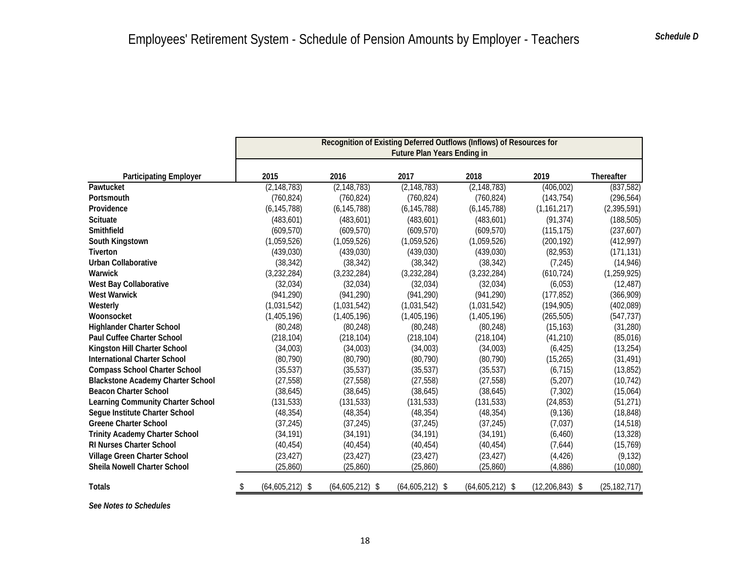# Employees' Retirement System - Schedule of Pension Amounts by Employer - Teachers

***Schedule D***

| Participating Employer | Recognition of Existing Deferred Outflows (Inflows) of Resources for Future Plan Years Ending in | | | | | |
|---|---|---|---|---|---|---|
| | 2015 | 2016 | 2017 | 2018 | 2019 | Thereafter |
| **Pawtucket** | (2,148,783) | (2,148,783) | (2,148,783) | (2,148,783) | (406,002) | (837,582) |
| **Portsmouth** | (760,824) | (760,824) | (760,824) | (760,824) | (143,754) | (296,564) |
| **Providence** | (6,145,788) | (6,145,788) | (6,145,788) | (6,145,788) | (1,161,217) | (2,395,591) |
| **Scituate** | (483,601) | (483,601) | (483,601) | (483,601) | (91,374) | (188,505) |
| **Smithfield** | (609,570) | (609,570) | (609,570) | (609,570) | (115,175) | (237,607) |
| **South Kingstown** | (1,059,526) | (1,059,526) | (1,059,526) | (1,059,526) | (200,192) | (412,997) |
| **Tiverton** | (439,030) | (439,030) | (439,030) | (439,030) | (82,953) | (171,131) |
| **Urban Collaborative** | (38,342) | (38,342) | (38,342) | (38,342) | (7,245) | (14,946) |
| **Warwick** | (3,232,284) | (3,232,284) | (3,232,284) | (3,232,284) | (610,724) | (1,259,925) |
| **West Bay Collaborative** | (32,034) | (32,034) | (32,034) | (32,034) | (6,053) | (12,487) |
| **West Warwick** | (941,290) | (941,290) | (941,290) | (941,290) | (177,852) | (366,909) |
| **Westerly** | (1,031,542) | (1,031,542) | (1,031,542) | (1,031,542) | (194,905) | (402,089) |
| **Woonsocket** | (1,405,196) | (1,405,196) | (1,405,196) | (1,405,196) | (265,505) | (547,737) |
| **Highlander Charter School** | (80,248) | (80,248) | (80,248) | (80,248) | (15,163) | (31,280) |
| **Paul Cuffee Charter School** | (218,104) | (218,104) | (218,104) | (218,104) | (41,210) | (85,016) |
| **Kingston Hill Charter School** | (34,003) | (34,003) | (34,003) | (34,003) | (6,425) | (13,254) |
| **International Charter School** | (80,790) | (80,790) | (80,790) | (80,790) | (15,265) | (31,491) |
| **Compass School Charter School** | (35,537) | (35,537) | (35,537) | (35,537) | (6,715) | (13,852) |
| **Blackstone Academy Charter School** | (27,558) | (27,558) | (27,558) | (27,558) | (5,207) | (10,742) |
| **Beacon Charter School** | (38,645) | (38,645) | (38,645) | (38,645) | (7,302) | (15,064) |
| **Learning Community Charter School** | (131,533) | (131,533) | (131,533) | (131,533) | (24,853) | (51,271) |
| **Segue Institute Charter School** | (48,354) | (48,354) | (48,354) | (48,354) | (9,136) | (18,848) |
| **Greene Charter School** | (37,245) | (37,245) | (37,245) | (37,245) | (7,037) | (14,518) |
| **Trinity Academy Charter School** | (34,191) | (34,191) | (34,191) | (34,191) | (6,460) | (13,328) |
| **RI Nurses Charter School** | (40,454) | (40,454) | (40,454) | (40,454) | (7,644) | (15,769) |
| **Village Green Charter School** | (23,427) | (23,427) | (23,427) | (23,427) | (4,426) | (9,132) |
| **Sheila Nowell Charter School** | (25,860) | (25,860) | (25,860) | (25,860) | (4,886) | (10,080) |
| **Totals** | $ (64,605,212) | $ (64,605,212) | $ (64,605,212) | $ (64,605,212) | $ (12,206,843) | $ (25,182,717) |

***See Notes to Schedules***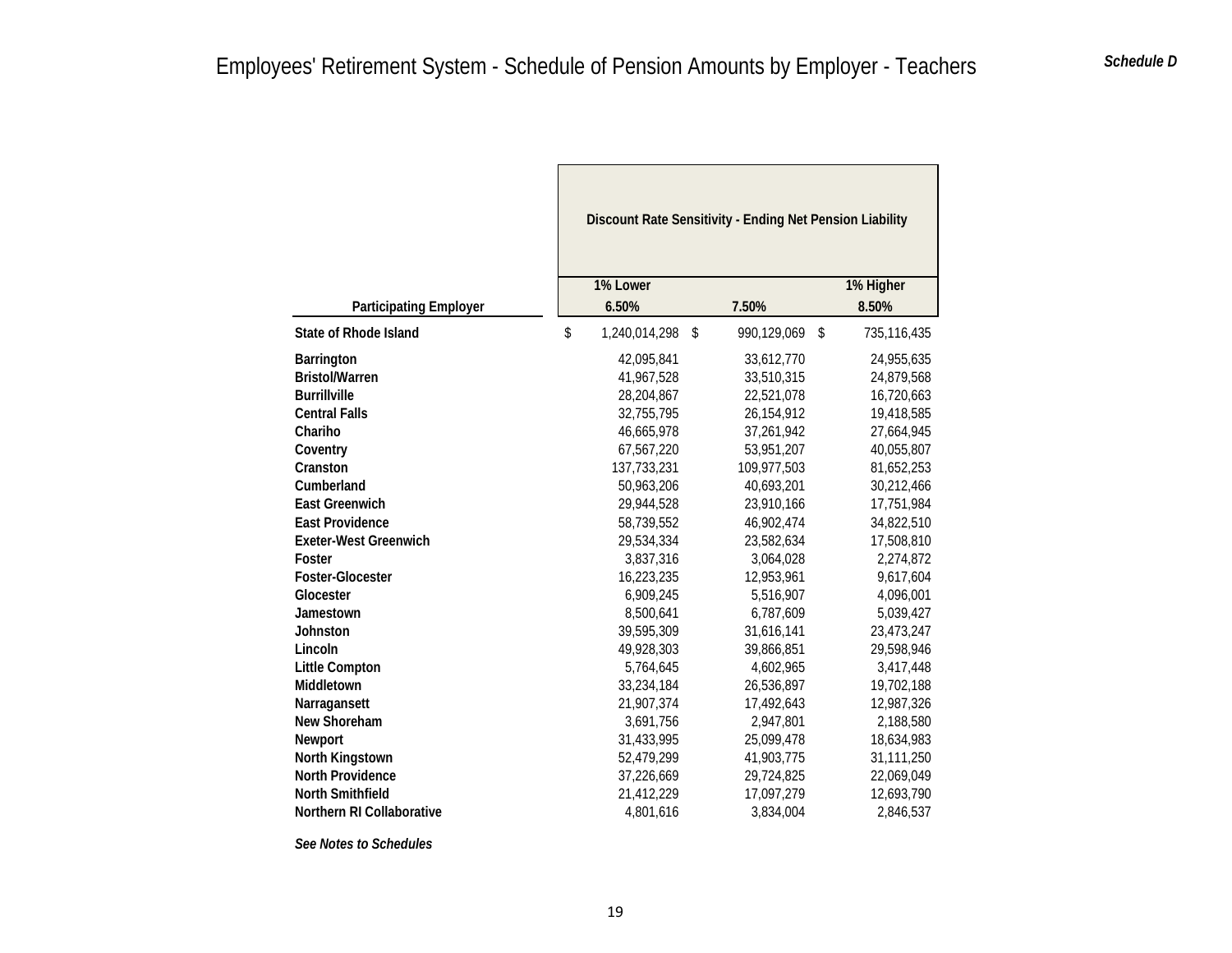# Employees' Retirement System - Schedule of Pension Amounts by Employer - Teachers

***Schedule D***

| | Discount Rate Sensitivity - Ending Net Pension Liability | | |
|---|---|---|---|
| | **1% Lower** | | **1% Higher** |
| **Participating Employer** | **6.50%** | **7.50%** | **8.50%** |
| **State of Rhode Island** | $ 1,240,014,298 | $ 990,129,069 | $ 735,116,435 |
| **Barrington** | 42,095,841 | 33,612,770 | 24,955,635 |
| **Bristol/Warren** | 41,967,528 | 33,510,315 | 24,879,568 |
| **Burrillville** | 28,204,867 | 22,521,078 | 16,720,663 |
| **Central Falls** | 32,755,795 | 26,154,912 | 19,418,585 |
| **Chariho** | 46,665,978 | 37,261,942 | 27,664,945 |
| **Coventry** | 67,567,220 | 53,951,207 | 40,055,807 |
| **Cranston** | 137,733,231 | 109,977,503 | 81,652,253 |
| **Cumberland** | 50,963,206 | 40,693,201 | 30,212,466 |
| **East Greenwich** | 29,944,528 | 23,910,166 | 17,751,984 |
| **East Providence** | 58,739,552 | 46,902,474 | 34,822,510 |
| **Exeter-West Greenwich** | 29,534,334 | 23,582,634 | 17,508,810 |
| **Foster** | 3,837,316 | 3,064,028 | 2,274,872 |
| **Foster-Glocester** | 16,223,235 | 12,953,961 | 9,617,604 |
| **Glocester** | 6,909,245 | 5,516,907 | 4,096,001 |
| **Jamestown** | 8,500,641 | 6,787,609 | 5,039,427 |
| **Johnston** | 39,595,309 | 31,616,141 | 23,473,247 |
| **Lincoln** | 49,928,303 | 39,866,851 | 29,598,946 |
| **Little Compton** | 5,764,645 | 4,602,965 | 3,417,448 |
| **Middletown** | 33,234,184 | 26,536,897 | 19,702,188 |
| **Narragansett** | 21,907,374 | 17,492,643 | 12,987,326 |
| **New Shoreham** | 3,691,756 | 2,947,801 | 2,188,580 |
| **Newport** | 31,433,995 | 25,099,478 | 18,634,983 |
| **North Kingstown** | 52,479,299 | 41,903,775 | 31,111,250 |
| **North Providence** | 37,226,669 | 29,724,825 | 22,069,049 |
| **North Smithfield** | 21,412,229 | 17,097,279 | 12,693,790 |
| **Northern RI Collaborative** | 4,801,616 | 3,834,004 | 2,846,537 |

***See Notes to Schedules***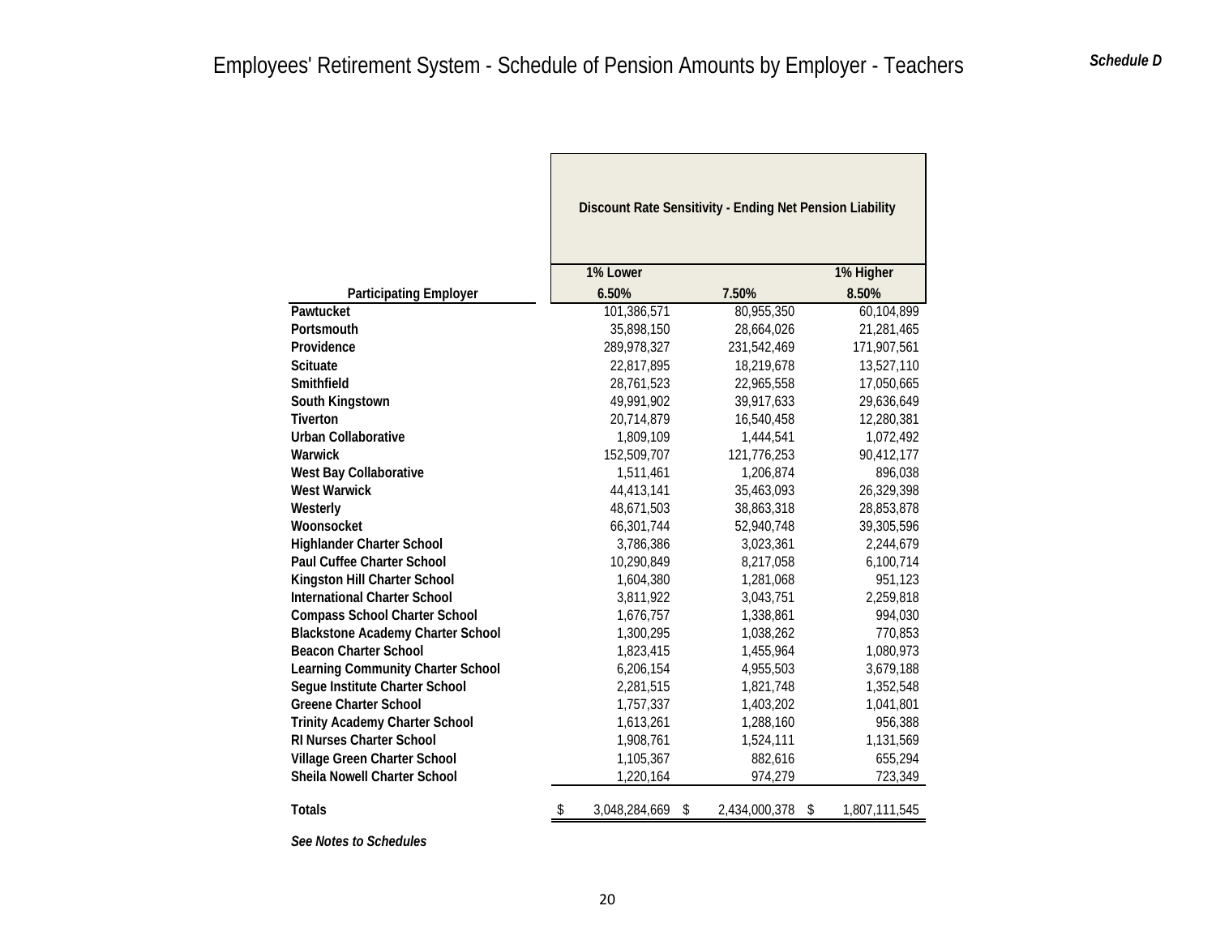# Employees' Retirement System - Schedule of Pension Amounts by Employer - Teachers

*Schedule D*

| Participating Employer | Discount Rate Sensitivity - Ending Net Pension Liability | | |
|---|---|---|---|
| | 1% Lower | | 1% Higher |
| | 6.50% | 7.50% | 8.50% |
| Pawtucket | 101,386,571 | 80,955,350 | 60,104,899 |
| Portsmouth | 35,898,150 | 28,664,026 | 21,281,465 |
| Providence | 289,978,327 | 231,542,469 | 171,907,561 |
| Scituate | 22,817,895 | 18,219,678 | 13,527,110 |
| Smithfield | 28,761,523 | 22,965,558 | 17,050,665 |
| South Kingstown | 49,991,902 | 39,917,633 | 29,636,649 |
| Tiverton | 20,714,879 | 16,540,458 | 12,280,381 |
| Urban Collaborative | 1,809,109 | 1,444,541 | 1,072,492 |
| Warwick | 152,509,707 | 121,776,253 | 90,412,177 |
| West Bay Collaborative | 1,511,461 | 1,206,874 | 896,038 |
| West Warwick | 44,413,141 | 35,463,093 | 26,329,398 |
| Westerly | 48,671,503 | 38,863,318 | 28,853,878 |
| Woonsocket | 66,301,744 | 52,940,748 | 39,305,596 |
| Highlander Charter School | 3,786,386 | 3,023,361 | 2,244,679 |
| Paul Cuffee Charter School | 10,290,849 | 8,217,058 | 6,100,714 |
| Kingston Hill Charter School | 1,604,380 | 1,281,068 | 951,123 |
| International Charter School | 3,811,922 | 3,043,751 | 2,259,818 |
| Compass School Charter School | 1,676,757 | 1,338,861 | 994,030 |
| Blackstone Academy Charter School | 1,300,295 | 1,038,262 | 770,853 |
| Beacon Charter School | 1,823,415 | 1,455,964 | 1,080,973 |
| Learning Community Charter School | 6,206,154 | 4,955,503 | 3,679,188 |
| Segue Institute Charter School | 2,281,515 | 1,821,748 | 1,352,548 |
| Greene Charter School | 1,757,337 | 1,403,202 | 1,041,801 |
| Trinity Academy Charter School | 1,613,261 | 1,288,160 | 956,388 |
| RI Nurses Charter School | 1,908,761 | 1,524,111 | 1,131,569 |
| Village Green Charter School | 1,105,367 | 882,616 | 655,294 |
| Sheila Nowell Charter School | 1,220,164 | 974,279 | 723,349 |
| **Totals** | $ 3,048,284,669 | $ 2,434,000,378 | $ 1,807,111,545 |

*See Notes to Schedules*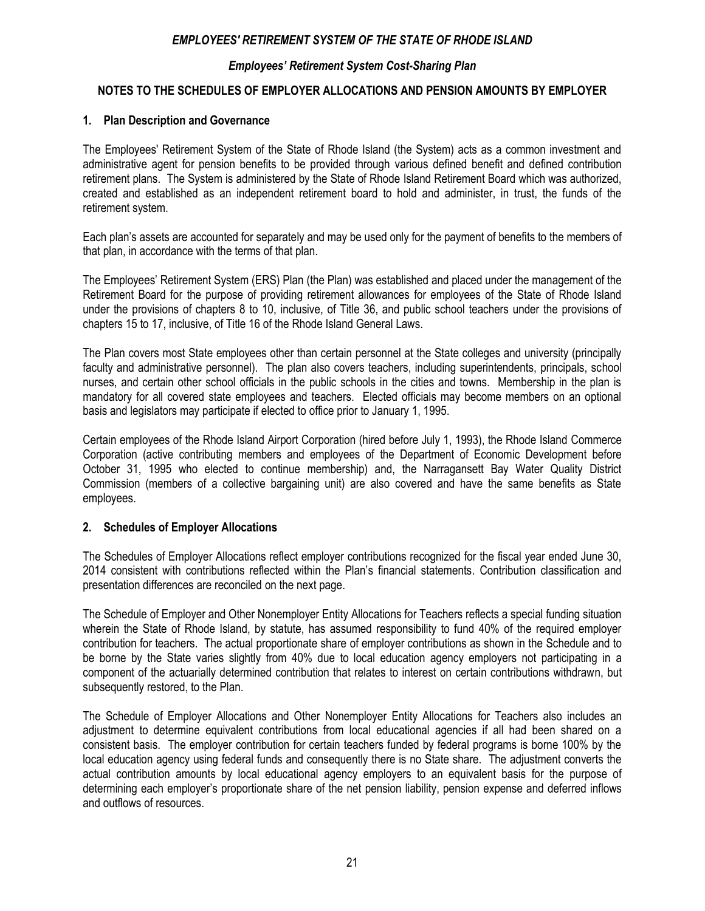# *EMPLOYEES' RETIREMENT SYSTEM OF THE STATE OF RHODE ISLAND*

## *Employees' Retirement System Cost-Sharing Plan*

## NOTES TO THE SCHEDULES OF EMPLOYER ALLOCATIONS AND PENSION AMOUNTS BY EMPLOYER

### 1. Plan Description and Governance

The Employees' Retirement System of the State of Rhode Island (the System) acts as a common investment and administrative agent for pension benefits to be provided through various defined benefit and defined contribution retirement plans. The System is administered by the State of Rhode Island Retirement Board which was authorized, created and established as an independent retirement board to hold and administer, in trust, the funds of the retirement system.

Each plan's assets are accounted for separately and may be used only for the payment of benefits to the members of that plan, in accordance with the terms of that plan.

The Employees' Retirement System (ERS) Plan (the Plan) was established and placed under the management of the Retirement Board for the purpose of providing retirement allowances for employees of the State of Rhode Island under the provisions of chapters 8 to 10, inclusive, of Title 36, and public school teachers under the provisions of chapters 15 to 17, inclusive, of Title 16 of the Rhode Island General Laws.

The Plan covers most State employees other than certain personnel at the State colleges and university (principally faculty and administrative personnel). The plan also covers teachers, including superintendents, principals, school nurses, and certain other school officials in the public schools in the cities and towns. Membership in the plan is mandatory for all covered state employees and teachers. Elected officials may become members on an optional basis and legislators may participate if elected to office prior to January 1, 1995.

Certain employees of the Rhode Island Airport Corporation (hired before July 1, 1993), the Rhode Island Commerce Corporation (active contributing members and employees of the Department of Economic Development before October 31, 1995 who elected to continue membership) and, the Narragansett Bay Water Quality District Commission (members of a collective bargaining unit) are also covered and have the same benefits as State employees.

### 2. Schedules of Employer Allocations

The Schedules of Employer Allocations reflect employer contributions recognized for the fiscal year ended June 30, 2014 consistent with contributions reflected within the Plan's financial statements. Contribution classification and presentation differences are reconciled on the next page.

The Schedule of Employer and Other Nonemployer Entity Allocations for Teachers reflects a special funding situation wherein the State of Rhode Island, by statute, has assumed responsibility to fund 40% of the required employer contribution for teachers. The actual proportionate share of employer contributions as shown in the Schedule and to be borne by the State varies slightly from 40% due to local education agency employers not participating in a component of the actuarially determined contribution that relates to interest on certain contributions withdrawn, but subsequently restored, to the Plan.

The Schedule of Employer Allocations and Other Nonemployer Entity Allocations for Teachers also includes an adjustment to determine equivalent contributions from local educational agencies if all had been shared on a consistent basis. The employer contribution for certain teachers funded by federal programs is borne 100% by the local education agency using federal funds and consequently there is no State share. The adjustment converts the actual contribution amounts by local educational agency employers to an equivalent basis for the purpose of determining each employer's proportionate share of the net pension liability, pension expense and deferred inflows and outflows of resources.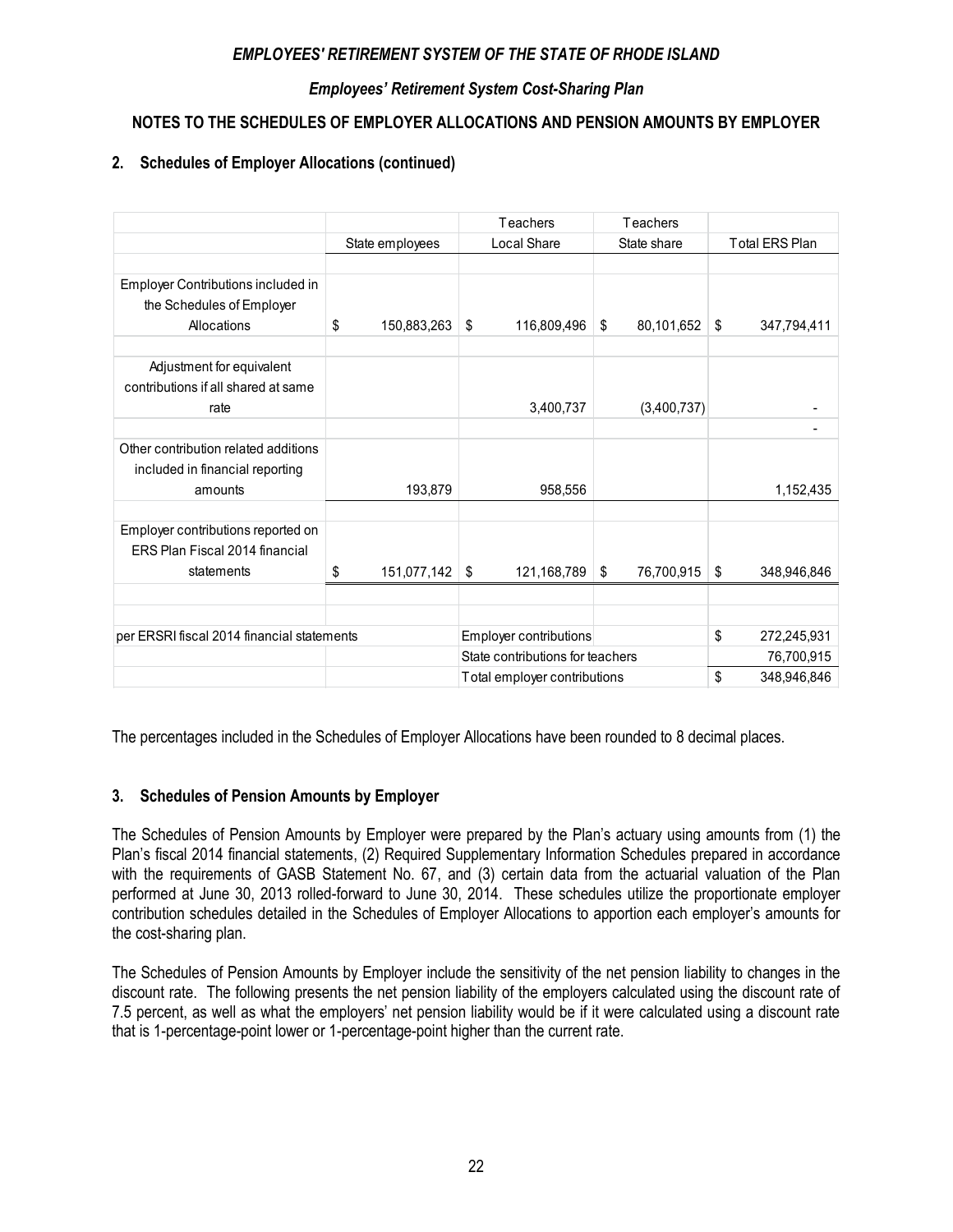## 2. Schedules of Employer Allocations (continued)

| | State employees | Teachers Local Share | Teachers State share | Total ERS Plan |
|---|---|---|---|---|
| Employer Contributions included in the Schedules of Employer Allocations | $ 150,883,263 | $ 116,809,496 | $ 80,101,652 | $ 347,794,411 |
| Adjustment for equivalent contributions if all shared at same rate | | 3,400,737 | (3,400,737) | - |
| | | | | - |
| Other contribution related additions included in financial reporting amounts | 193,879 | 958,556 | | 1,152,435 |
| Employer contributions reported on ERS Plan Fiscal 2014 financial statements | $ 151,077,142 | $ 121,168,789 | $ 76,700,915 | $ 348,946,846 |
| per ERSRI fiscal 2014 financial statements | | Employer contributions | | $ 272,245,931 |
| | | State contributions for teachers | | 76,700,915 |
| | | Total employer contributions | | $ 348,946,846 |

The percentages included in the Schedules of Employer Allocations have been rounded to 8 decimal places.

## 3. Schedules of Pension Amounts by Employer

The Schedules of Pension Amounts by Employer were prepared by the Plan's actuary using amounts from (1) the Plan's fiscal 2014 financial statements, (2) Required Supplementary Information Schedules prepared in accordance with the requirements of GASB Statement No. 67, and (3) certain data from the actuarial valuation of the Plan performed at June 30, 2013 rolled-forward to June 30, 2014. These schedules utilize the proportionate employer contribution schedules detailed in the Schedules of Employer Allocations to apportion each employer's amounts for the cost-sharing plan.

The Schedules of Pension Amounts by Employer include the sensitivity of the net pension liability to changes in the discount rate. The following presents the net pension liability of the employers calculated using the discount rate of 7.5 percent, as well as what the employers' net pension liability would be if it were calculated using a discount rate that is 1-percentage-point lower or 1-percentage-point higher than the current rate.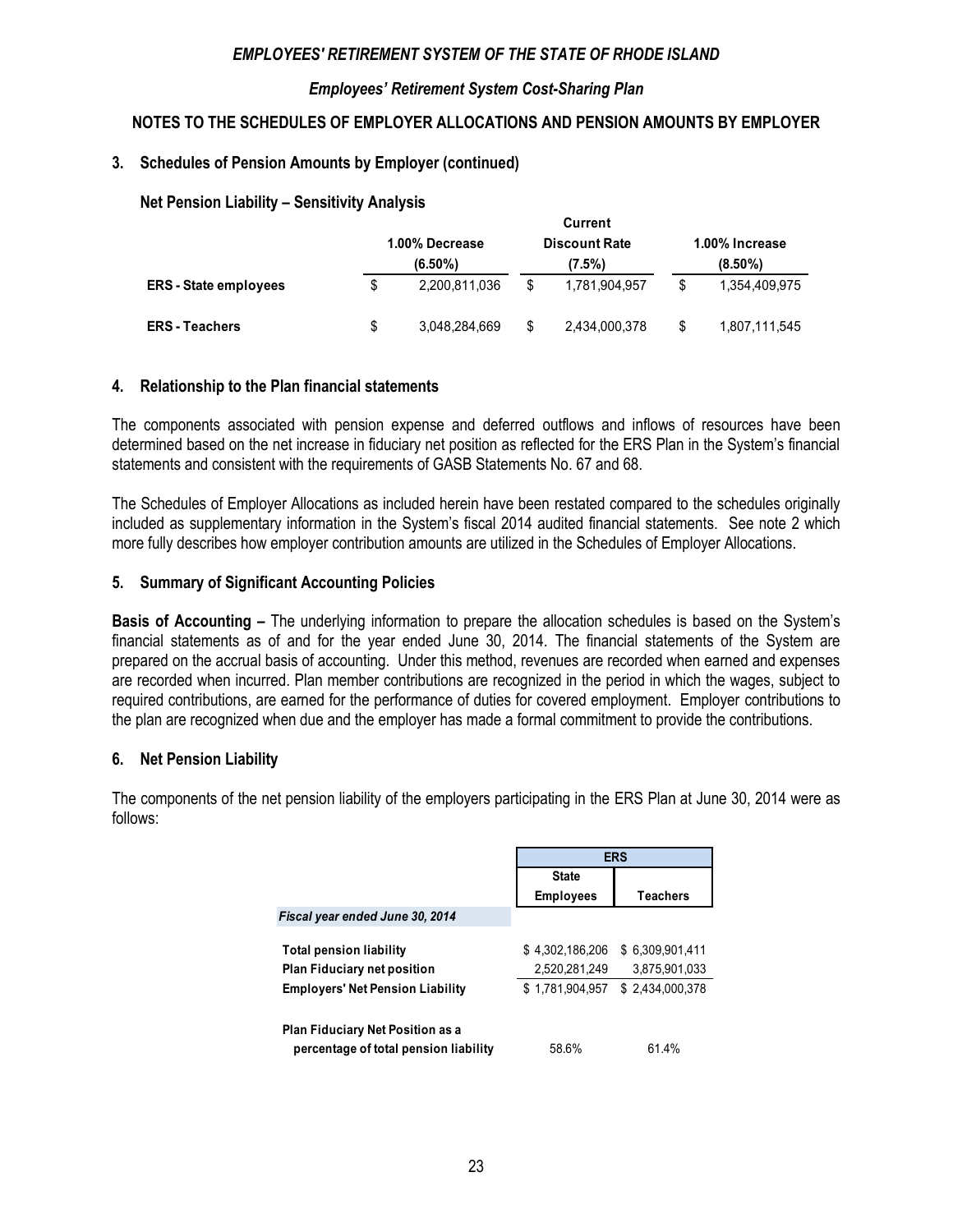*EMPLOYEES' RETIREMENT SYSTEM OF THE STATE OF RHODE ISLAND*

*Employees' Retirement System Cost-Sharing Plan*

**NOTES TO THE SCHEDULES OF EMPLOYER ALLOCATIONS AND PENSION AMOUNTS BY EMPLOYER**

### 3. Schedules of Pension Amounts by Employer (continued)

**Net Pension Liability – Sensitivity Analysis**

| | 1.00% Decrease (6.50%) | Current Discount Rate (7.5%) | 1.00% Increase (8.50%) |
|---|---|---|---|
| **ERS - State employees** | $ 2,200,811,036 | $ 1,781,904,957 | $ 1,354,409,975 |
| **ERS - Teachers** | $ 3,048,284,669 | $ 2,434,000,378 | $ 1,807,111,545 |

### 4. Relationship to the Plan financial statements

The components associated with pension expense and deferred outflows and inflows of resources have been determined based on the net increase in fiduciary net position as reflected for the ERS Plan in the System's financial statements and consistent with the requirements of GASB Statements No. 67 and 68.

The Schedules of Employer Allocations as included herein have been restated compared to the schedules originally included as supplementary information in the System's fiscal 2014 audited financial statements. See note 2 which more fully describes how employer contribution amounts are utilized in the Schedules of Employer Allocations.

### 5. Summary of Significant Accounting Policies

**Basis of Accounting –** The underlying information to prepare the allocation schedules is based on the System's financial statements as of and for the year ended June 30, 2014. The financial statements of the System are prepared on the accrual basis of accounting. Under this method, revenues are recorded when earned and expenses are recorded when incurred. Plan member contributions are recognized in the period in which the wages, subject to required contributions, are earned for the performance of duties for covered employment. Employer contributions to the plan are recognized when due and the employer has made a formal commitment to provide the contributions.

### 6. Net Pension Liability

The components of the net pension liability of the employers participating in the ERS Plan at June 30, 2014 were as follows:

| | ERS | |
|---|---|---|
| | **State Employees** | **Teachers** |
| *Fiscal year ended June 30, 2014* | | |
| **Total pension liability** | $ 4,302,186,206 | $ 6,309,901,411 |
| **Plan Fiduciary net position** | 2,520,281,249 | 3,875,901,033 |
| **Employers' Net Pension Liability** | $ 1,781,904,957 | $ 2,434,000,378 |
| **Plan Fiduciary Net Position as a percentage of total pension liability** | 58.6% | 61.4% |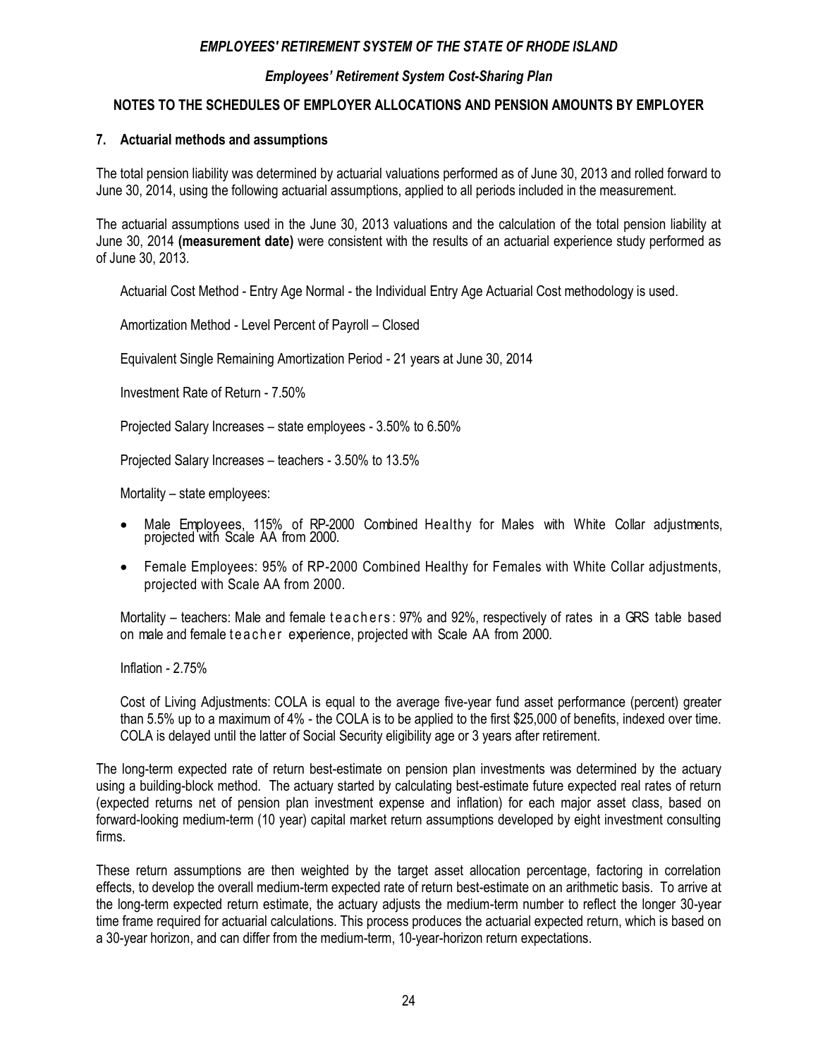## 7. Actuarial methods and assumptions

The total pension liability was determined by actuarial valuations performed as of June 30, 2013 and rolled forward to June 30, 2014, using the following actuarial assumptions, applied to all periods included in the measurement.

The actuarial assumptions used in the June 30, 2013 valuations and the calculation of the total pension liability at June 30, 2014 **(measurement date)** were consistent with the results of an actuarial experience study performed as of June 30, 2013.

Actuarial Cost Method - Entry Age Normal - the Individual Entry Age Actuarial Cost methodology is used.

Amortization Method - Level Percent of Payroll – Closed

Equivalent Single Remaining Amortization Period - 21 years at June 30, 2014

Investment Rate of Return - 7.50%

Projected Salary Increases – state employees - 3.50% to 6.50%

Projected Salary Increases – teachers - 3.50% to 13.5%

Mortality – state employees:

- Male Employees, 115% of RP-2000 Combined Healthy for Males with White Collar adjustments, projected with Scale AA from 2000.
- Female Employees: 95% of RP-2000 Combined Healthy for Females with White Collar adjustments, projected with Scale AA from 2000.

Mortality – teachers: Male and female teachers: 97% and 92%, respectively of rates in a GRS table based on male and female teacher experience, projected with Scale AA from 2000.

Inflation - 2.75%

Cost of Living Adjustments: COLA is equal to the average five-year fund asset performance (percent) greater than 5.5% up to a maximum of 4% - the COLA is to be applied to the first $25,000 of benefits, indexed over time. COLA is delayed until the latter of Social Security eligibility age or 3 years after retirement.

The long-term expected rate of return best-estimate on pension plan investments was determined by the actuary using a building-block method. The actuary started by calculating best-estimate future expected real rates of return (expected returns net of pension plan investment expense and inflation) for each major asset class, based on forward-looking medium-term (10 year) capital market return assumptions developed by eight investment consulting firms.

These return assumptions are then weighted by the target asset allocation percentage, factoring in correlation effects, to develop the overall medium-term expected rate of return best-estimate on an arithmetic basis. To arrive at the long-term expected return estimate, the actuary adjusts the medium-term number to reflect the longer 30-year time frame required for actuarial calculations. This process produces the actuarial expected return, which is based on a 30-year horizon, and can differ from the medium-term, 10-year-horizon return expectations.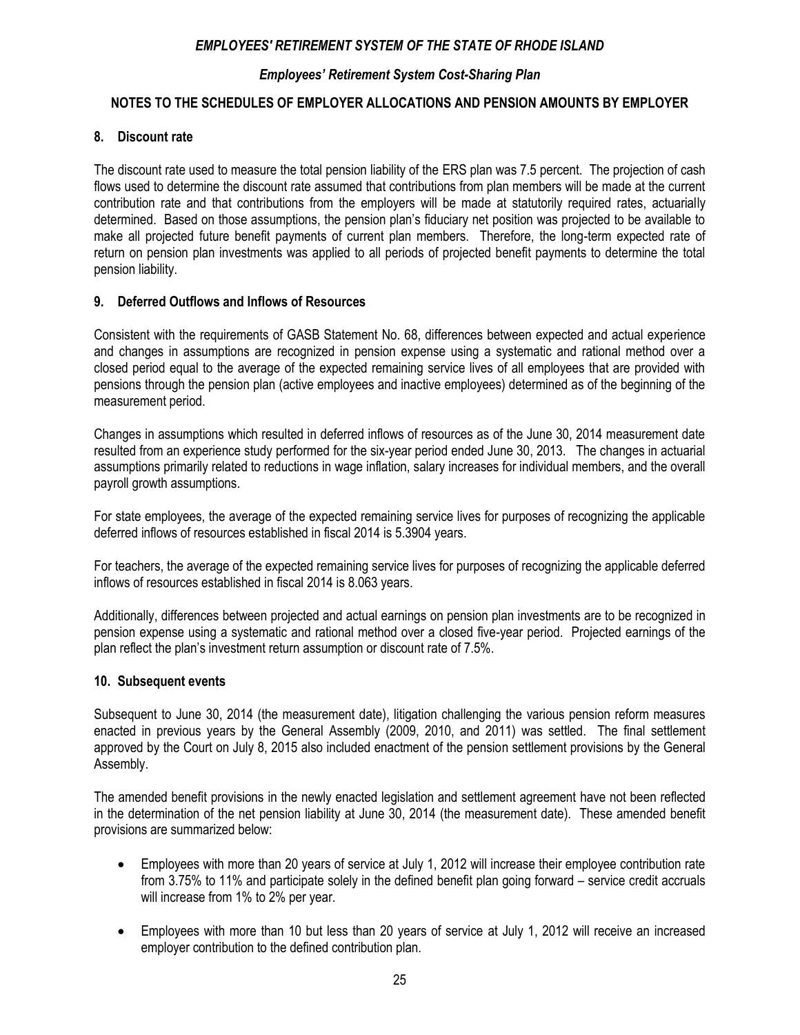## 8. Discount rate

The discount rate used to measure the total pension liability of the ERS plan was 7.5 percent. The projection of cash flows used to determine the discount rate assumed that contributions from plan members will be made at the current contribution rate and that contributions from the employers will be made at statutorily required rates, actuarially determined. Based on those assumptions, the pension plan's fiduciary net position was projected to be available to make all projected future benefit payments of current plan members. Therefore, the long-term expected rate of return on pension plan investments was applied to all periods of projected benefit payments to determine the total pension liability.

## 9. Deferred Outflows and Inflows of Resources

Consistent with the requirements of GASB Statement No. 68, differences between expected and actual experience and changes in assumptions are recognized in pension expense using a systematic and rational method over a closed period equal to the average of the expected remaining service lives of all employees that are provided with pensions through the pension plan (active employees and inactive employees) determined as of the beginning of the measurement period.

Changes in assumptions which resulted in deferred inflows of resources as of the June 30, 2014 measurement date resulted from an experience study performed for the six-year period ended June 30, 2013. The changes in actuarial assumptions primarily related to reductions in wage inflation, salary increases for individual members, and the overall payroll growth assumptions.

For state employees, the average of the expected remaining service lives for purposes of recognizing the applicable deferred inflows of resources established in fiscal 2014 is 5.3904 years.

For teachers, the average of the expected remaining service lives for purposes of recognizing the applicable deferred inflows of resources established in fiscal 2014 is 8.063 years.

Additionally, differences between projected and actual earnings on pension plan investments are to be recognized in pension expense using a systematic and rational method over a closed five-year period. Projected earnings of the plan reflect the plan's investment return assumption or discount rate of 7.5%.

## 10. Subsequent events

Subsequent to June 30, 2014 (the measurement date), litigation challenging the various pension reform measures enacted in previous years by the General Assembly (2009, 2010, and 2011) was settled. The final settlement approved by the Court on July 8, 2015 also included enactment of the pension settlement provisions by the General Assembly.

The amended benefit provisions in the newly enacted legislation and settlement agreement have not been reflected in the determination of the net pension liability at June 30, 2014 (the measurement date). These amended benefit provisions are summarized below:

- Employees with more than 20 years of service at July 1, 2012 will increase their employee contribution rate from 3.75% to 11% and participate solely in the defined benefit plan going forward – service credit accruals will increase from 1% to 2% per year.
- Employees with more than 10 but less than 20 years of service at July 1, 2012 will receive an increased employer contribution to the defined contribution plan.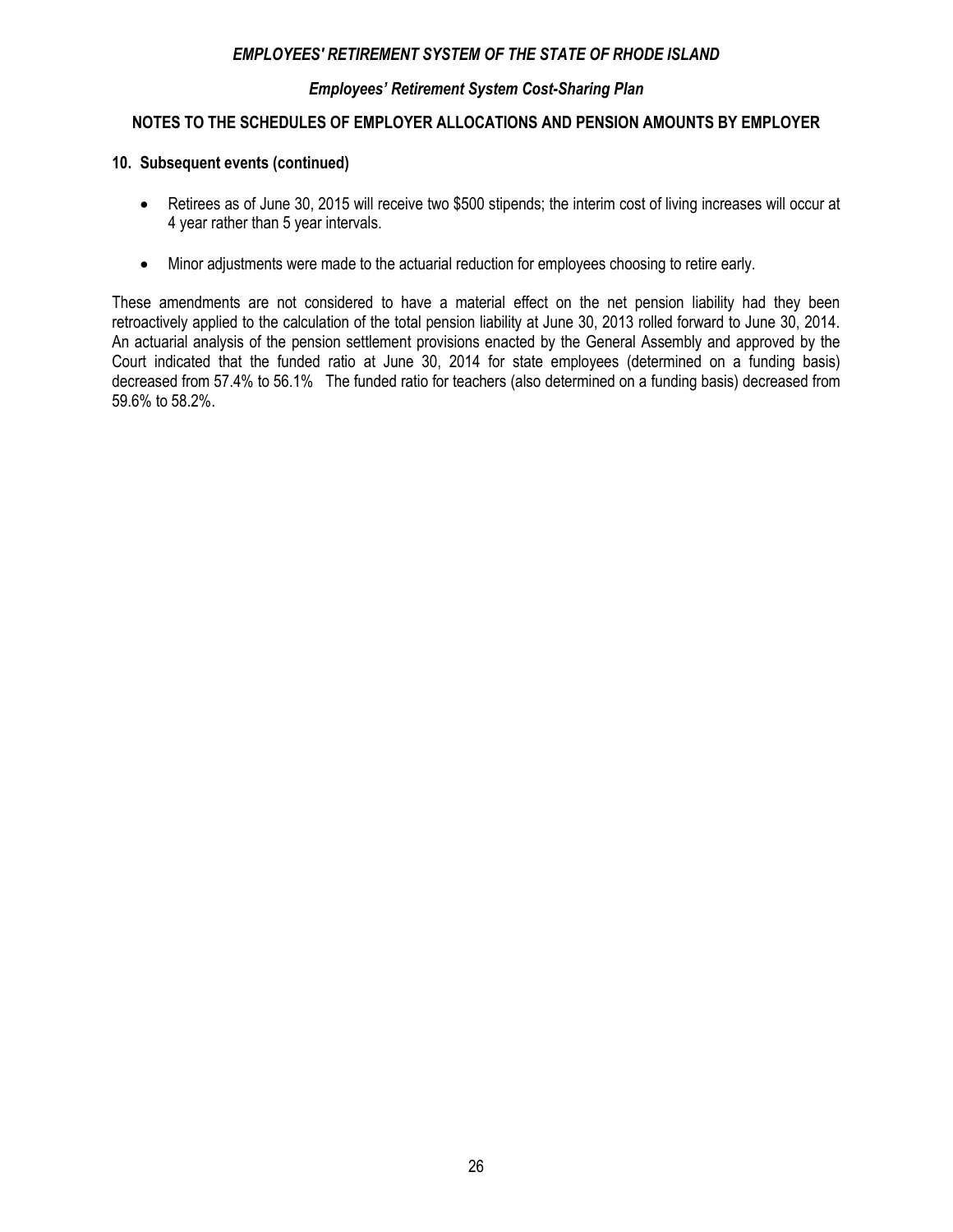## 10. Subsequent events (continued)

- Retirees as of June 30, 2015 will receive two $500 stipends; the interim cost of living increases will occur at 4 year rather than 5 year intervals.

- Minor adjustments were made to the actuarial reduction for employees choosing to retire early.

These amendments are not considered to have a material effect on the net pension liability had they been retroactively applied to the calculation of the total pension liability at June 30, 2013 rolled forward to June 30, 2014. An actuarial analysis of the pension settlement provisions enacted by the General Assembly and approved by the Court indicated that the funded ratio at June 30, 2014 for state employees (determined on a funding basis) decreased from 57.4% to 56.1% The funded ratio for teachers (also determined on a funding basis) decreased from 59.6% to 58.2%.